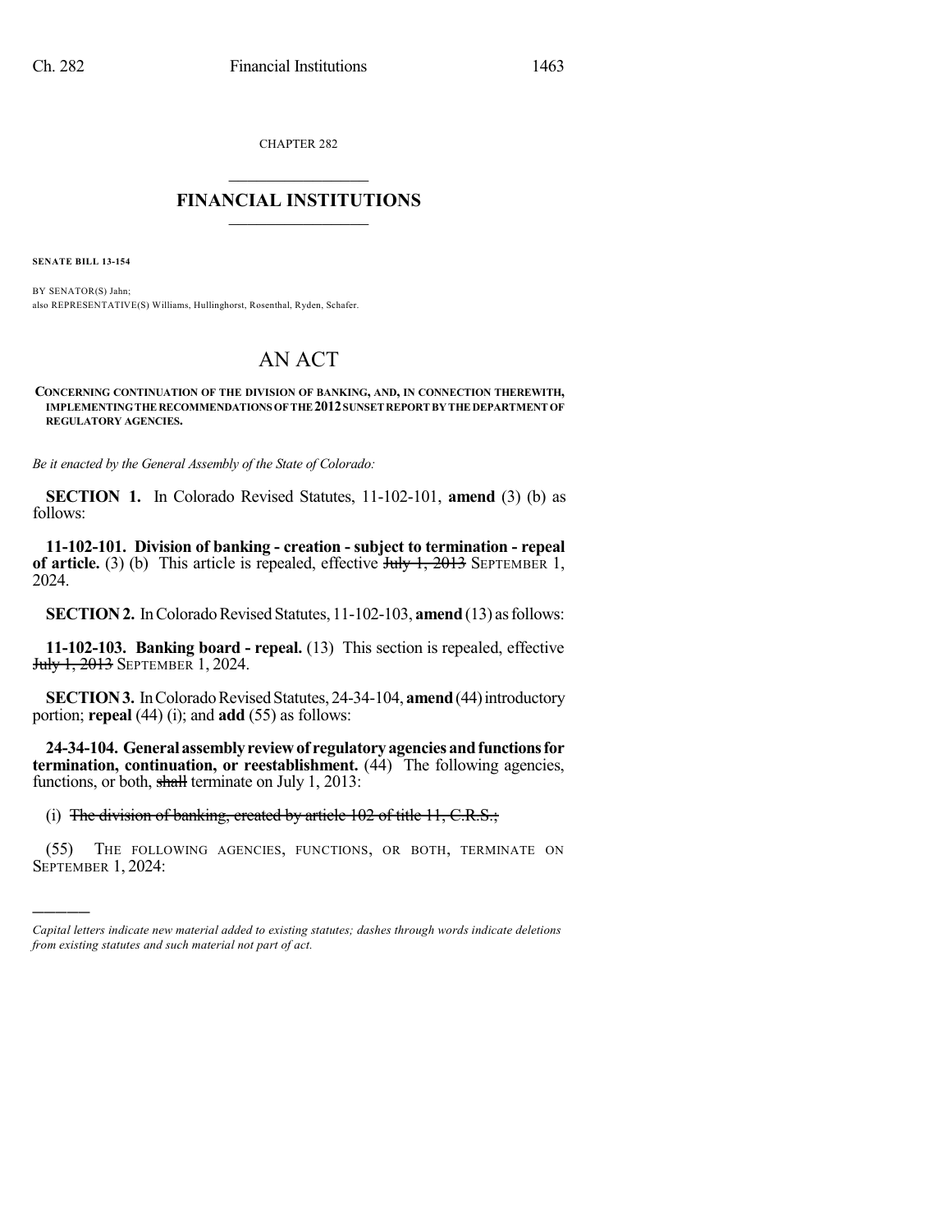CHAPTER 282

# FINANCIAL INSTITUTIONS

**SENATE BILL 13-154**

BY SENATOR(S) Jahn;
also REPRESENTATIVE(S) Williams, Hullinghorst, Rosenthal, Ryden, Schafer.

# AN ACT

**CONCERNING CONTINUATION OF THE DIVISION OF BANKING, AND, IN CONNECTION THEREWITH, IMPLEMENTING THE RECOMMENDATIONS OF THE 2012 SUNSET REPORT BY THE DEPARTMENT OF REGULATORY AGENCIES.**

*Be it enacted by the General Assembly of the State of Colorado:*

**SECTION 1.** In Colorado Revised Statutes, 11-102-101, **amend** (3) (b) as follows:

**11-102-101. Division of banking - creation - subject to termination - repeal of article.** (3) (b) This article is repealed, effective ~~July 1, 2013~~ SEPTEMBER 1, 2024.

**SECTION 2.** In Colorado Revised Statutes, 11-102-103, **amend** (13) as follows:

**11-102-103. Banking board - repeal.** (13) This section is repealed, effective ~~July 1, 2013~~ SEPTEMBER 1, 2024.

**SECTION 3.** In Colorado Revised Statutes, 24-34-104, **amend** (44) introductory portion; **repeal** (44) (i); and **add** (55) as follows:

**24-34-104. General assembly review of regulatory agencies and functions for termination, continuation, or reestablishment.** (44) The following agencies, functions, or both, ~~shall~~ terminate on July 1, 2013:

(i) ~~The division of banking, created by article 102 of title 11, C.R.S.;~~

(55) THE FOLLOWING AGENCIES, FUNCTIONS, OR BOTH, TERMINATE ON SEPTEMBER 1, 2024:

---

*Capital letters indicate new material added to existing statutes; dashes through words indicate deletions from existing statutes and such material not part of act.*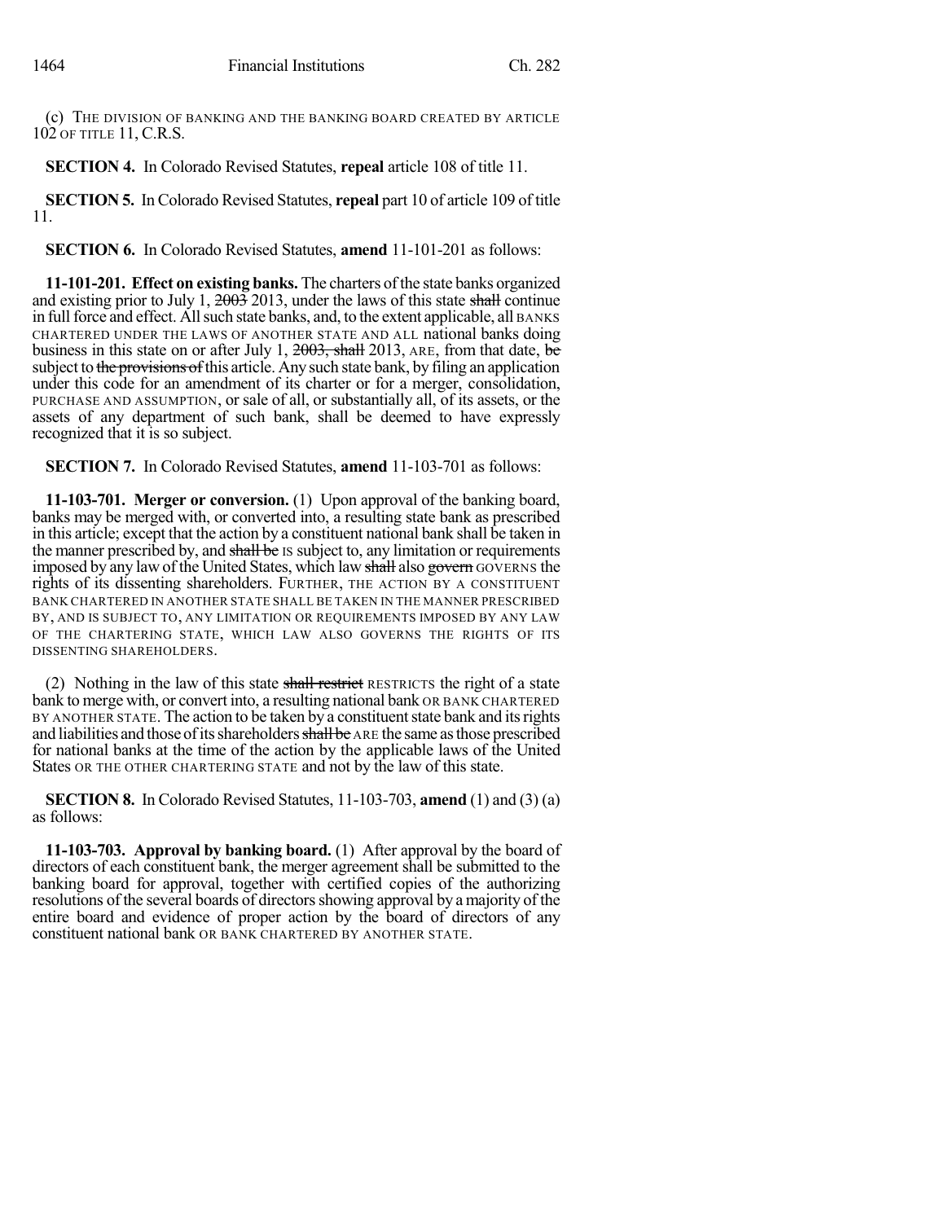(c) THE DIVISION OF BANKING AND THE BANKING BOARD CREATED BY ARTICLE 102 OF TITLE 11, C.R.S.

**SECTION 4.** In Colorado Revised Statutes, **repeal** article 108 of title 11.

**SECTION 5.** In Colorado Revised Statutes, **repeal** part 10 of article 109 of title 11.

**SECTION 6.** In Colorado Revised Statutes, **amend** 11-101-201 as follows:

**11-101-201. Effect on existing banks.** The charters of the state banks organized and existing prior to July 1, ~~2003~~ 2013, under the laws of this state ~~shall~~ continue in full force and effect. All such state banks, and, to the extent applicable, all BANKS CHARTERED UNDER THE LAWS OF ANOTHER STATE AND ALL national banks doing business in this state on or after July 1, ~~2003, shall~~ 2013, ARE, from that date, ~~be~~ subject to ~~the provisions of~~ this article. Any such state bank, by filing an application under this code for an amendment of its charter or for a merger, consolidation, PURCHASE AND ASSUMPTION, or sale of all, or substantially all, of its assets, or the assets of any department of such bank, shall be deemed to have expressly recognized that it is so subject.

**SECTION 7.** In Colorado Revised Statutes, **amend** 11-103-701 as follows:

**11-103-701. Merger or conversion.** (1) Upon approval of the banking board, banks may be merged with, or converted into, a resulting state bank as prescribed in this article; except that the action by a constituent national bank shall be taken in the manner prescribed by, and ~~shall be~~ IS subject to, any limitation or requirements imposed by any law of the United States, which law ~~shall~~ also ~~govern~~ GOVERNS the rights of its dissenting shareholders. FURTHER, THE ACTION BY A CONSTITUENT BANK CHARTERED IN ANOTHER STATE SHALL BE TAKEN IN THE MANNER PRESCRIBED BY, AND IS SUBJECT TO, ANY LIMITATION OR REQUIREMENTS IMPOSED BY ANY LAW OF THE CHARTERING STATE, WHICH LAW ALSO GOVERNS THE RIGHTS OF ITS DISSENTING SHAREHOLDERS.

(2) Nothing in the law of this state ~~shall restrict~~ RESTRICTS the right of a state bank to merge with, or convert into, a resulting national bank OR BANK CHARTERED BY ANOTHER STATE. The action to be taken by a constituent state bank and its rights and liabilities and those of its shareholders ~~shall be~~ ARE the same as those prescribed for national banks at the time of the action by the applicable laws of the United States OR THE OTHER CHARTERING STATE and not by the law of this state.

**SECTION 8.** In Colorado Revised Statutes, 11-103-703, **amend** (1) and (3) (a) as follows:

**11-103-703. Approval by banking board.** (1) After approval by the board of directors of each constituent bank, the merger agreement shall be submitted to the banking board for approval, together with certified copies of the authorizing resolutions of the several boards of directors showing approval by a majority of the entire board and evidence of proper action by the board of directors of any constituent national bank OR BANK CHARTERED BY ANOTHER STATE.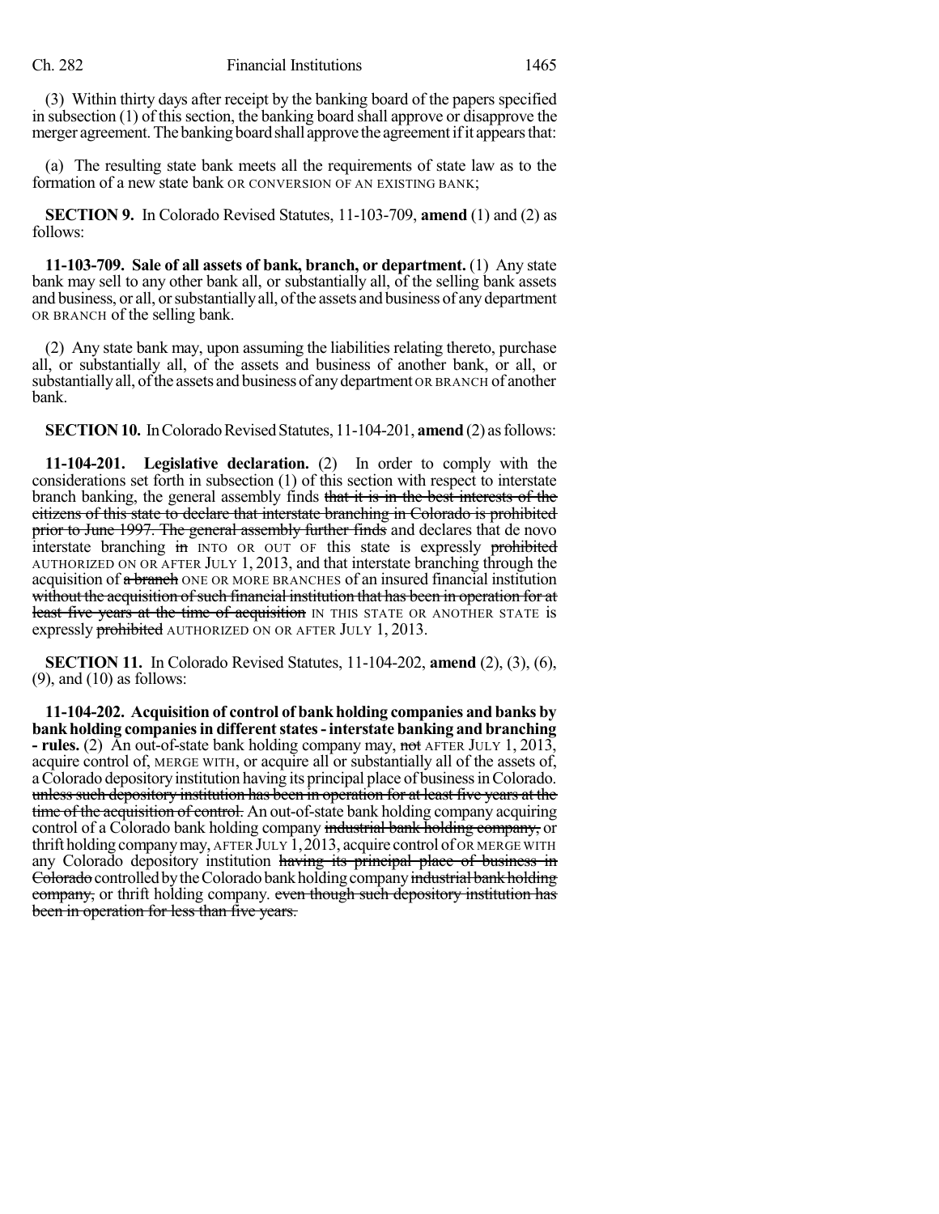(3) Within thirty days after receipt by the banking board of the papers specified in subsection (1) of this section, the banking board shall approve or disapprove the merger agreement. The banking board shall approve the agreement if it appears that:

(a) The resulting state bank meets all the requirements of state law as to the formation of a new state bank OR CONVERSION OF AN EXISTING BANK;

**SECTION 9.** In Colorado Revised Statutes, 11-103-709, **amend** (1) and (2) as follows:

**11-103-709. Sale of all assets of bank, branch, or department.** (1) Any state bank may sell to any other bank all, or substantially all, of the selling bank assets and business, or all, or substantially all, of the assets and business of any department OR BRANCH of the selling bank.

(2) Any state bank may, upon assuming the liabilities relating thereto, purchase all, or substantially all, of the assets and business of another bank, or all, or substantially all, of the assets and business of any department OR BRANCH of another bank.

**SECTION 10.** In Colorado Revised Statutes, 11-104-201, **amend** (2) as follows:

**11-104-201. Legislative declaration.** (2) In order to comply with the considerations set forth in subsection (1) of this section with respect to interstate branch banking, the general assembly finds ~~that it is in the best interests of the citizens of this state to declare that interstate branching in Colorado is prohibited prior to June 1997. The general assembly further finds~~ and declares that de novo interstate branching ~~in~~ INTO OR OUT OF this state is expressly ~~prohibited~~ AUTHORIZED ON OR AFTER JULY 1, 2013, and that interstate branching through the acquisition of ~~a branch~~ ONE OR MORE BRANCHES of an insured financial institution ~~without the acquisition of such financial institution that has been in operation for at least five years at the time of acquisition~~ IN THIS STATE OR ANOTHER STATE is expressly ~~prohibited~~ AUTHORIZED ON OR AFTER JULY 1, 2013.

**SECTION 11.** In Colorado Revised Statutes, 11-104-202, **amend** (2), (3), (6), (9), and (10) as follows:

**11-104-202. Acquisition of control of bank holding companies and banks by bank holding companies in different states - interstate banking and branching - rules.** (2) An out-of-state bank holding company may, ~~not~~ AFTER JULY 1, 2013, acquire control of, MERGE WITH, or acquire all or substantially all of the assets of, a Colorado depository institution having its principal place of business in Colorado. ~~unless such depository institution has been in operation for at least five years at the time of the acquisition of control.~~ An out-of-state bank holding company acquiring control of a Colorado bank holding company ~~industrial bank holding company,~~ or thrift holding company may, AFTER JULY 1, 2013, acquire control of OR MERGE WITH any Colorado depository institution ~~having its principal place of business in Colorado~~ controlled by the Colorado bank holding company ~~industrial bank holding company,~~ or thrift holding company. ~~even though such depository institution has been in operation for less than five years.~~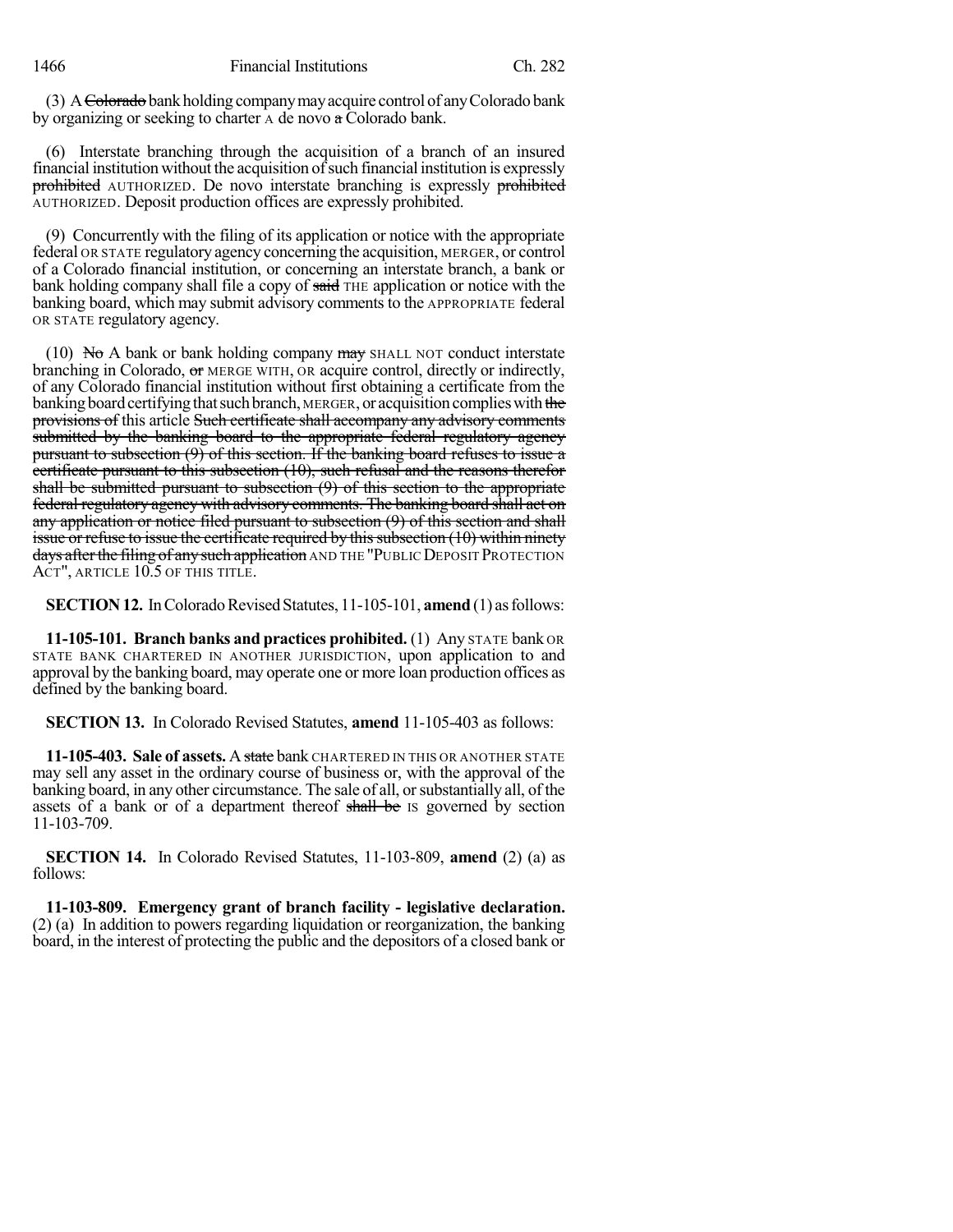(3) A ~~Colorado~~ bank holding company may acquire control of any Colorado bank by organizing or seeking to charter A de novo ~~a~~ Colorado bank.

(6) Interstate branching through the acquisition of a branch of an insured financial institution without the acquisition of such financial institution is expressly ~~prohibited~~ AUTHORIZED. De novo interstate branching is expressly ~~prohibited~~ AUTHORIZED. Deposit production offices are expressly prohibited.

(9) Concurrently with the filing of its application or notice with the appropriate federal OR STATE regulatory agency concerning the acquisition, MERGER, or control of a Colorado financial institution, or concerning an interstate branch, a bank or bank holding company shall file a copy of ~~said~~ THE application or notice with the banking board, which may submit advisory comments to the APPROPRIATE federal OR STATE regulatory agency.

(10) ~~No~~ A bank or bank holding company ~~may~~ SHALL NOT conduct interstate branching in Colorado, ~~or~~ MERGE WITH, OR acquire control, directly or indirectly, of any Colorado financial institution without first obtaining a certificate from the banking board certifying that such branch, MERGER, or acquisition complies with ~~the provisions of~~ this article ~~Such certificate shall accompany any advisory comments submitted by the banking board to the appropriate federal regulatory agency pursuant to subsection (9) of this section. If the banking board refuses to issue a certificate pursuant to this subsection (10), such refusal and the reasons therefor shall be submitted pursuant to subsection (9) of this section to the appropriate federal regulatory agency with advisory comments. The banking board shall act on any application or notice filed pursuant to subsection (9) of this section and shall issue or refuse to issue the certificate required by this subsection (10) within ninety days after the filing of any such application~~ AND THE "PUBLIC DEPOSIT PROTECTION ACT", ARTICLE 10.5 OF THIS TITLE.

**SECTION 12.** In Colorado Revised Statutes, 11-105-101, **amend** (1) as follows:

**11-105-101. Branch banks and practices prohibited.** (1) Any STATE bank OR STATE BANK CHARTERED IN ANOTHER JURISDICTION, upon application to and approval by the banking board, may operate one or more loan production offices as defined by the banking board.

**SECTION 13.** In Colorado Revised Statutes, **amend** 11-105-403 as follows:

**11-105-403. Sale of assets.** A ~~state~~ bank CHARTERED IN THIS OR ANOTHER STATE may sell any asset in the ordinary course of business or, with the approval of the banking board, in any other circumstance. The sale of all, or substantially all, of the assets of a bank or of a department thereof ~~shall be~~ IS governed by section 11-103-709.

**SECTION 14.** In Colorado Revised Statutes, 11-103-809, **amend** (2) (a) as follows:

**11-103-809. Emergency grant of branch facility - legislative declaration.** (2) (a) In addition to powers regarding liquidation or reorganization, the banking board, in the interest of protecting the public and the depositors of a closed bank or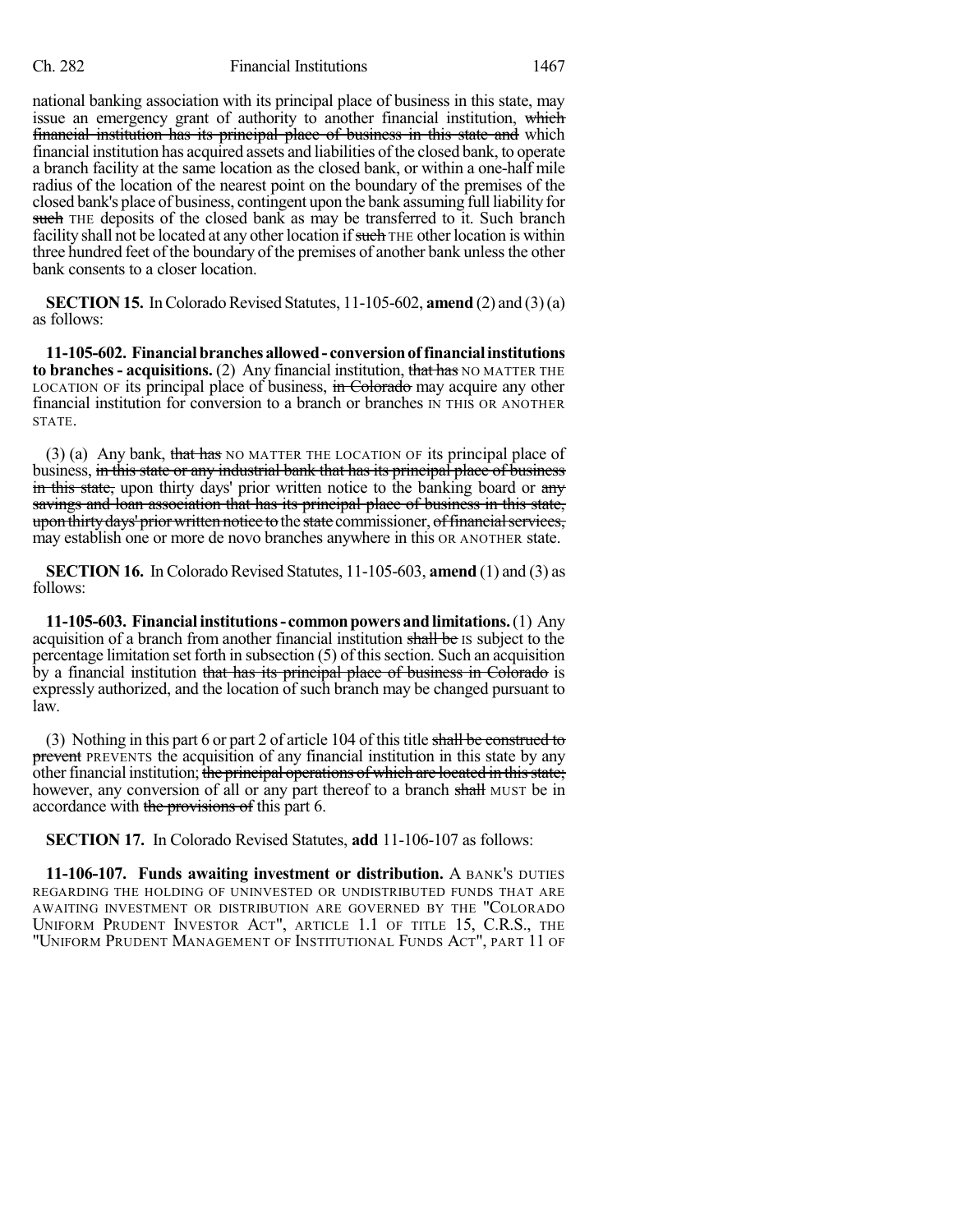national banking association with its principal place of business in this state, may issue an emergency grant of authority to another financial institution, which financial institution has its principal place of business in this state and which financial institution has acquired assets and liabilities of the closed bank, to operate a branch facility at the same location as the closed bank, or within a one-half mile radius of the location of the nearest point on the boundary of the premises of the closed bank's place of business, contingent upon the bank assuming full liability for such THE deposits of the closed bank as may be transferred to it. Such branch facility shall not be located at any other location if such THE other location is within three hundred feet of the boundary of the premises of another bank unless the other bank consents to a closer location.

**SECTION 15.** In Colorado Revised Statutes, 11-105-602, **amend** (2) and (3)(a) as follows:

**11-105-602. Financial branches allowed - conversion of financial institutions to branches - acquisitions.** (2) Any financial institution, that has NO MATTER THE LOCATION OF its principal place of business, in Colorado may acquire any other financial institution for conversion to a branch or branches IN THIS OR ANOTHER STATE.

(3) (a) Any bank, that has NO MATTER THE LOCATION OF its principal place of business, in this state or any industrial bank that has its principal place of business in this state, upon thirty days' prior written notice to the banking board or any savings and loan association that has its principal place of business in this state, upon thirty days' prior written notice to the state commissioner, of financial services, may establish one or more de novo branches anywhere in this OR ANOTHER state.

**SECTION 16.** In Colorado Revised Statutes, 11-105-603, **amend** (1) and (3) as follows:

**11-105-603. Financial institutions - common powers and limitations.** (1) Any acquisition of a branch from another financial institution shall be IS subject to the percentage limitation set forth in subsection (5) of this section. Such an acquisition by a financial institution that has its principal place of business in Colorado is expressly authorized, and the location of such branch may be changed pursuant to law.

(3) Nothing in this part 6 or part 2 of article 104 of this title shall be construed to prevent PREVENTS the acquisition of any financial institution in this state by any other financial institution; the principal operations of which are located in this state; however, any conversion of all or any part thereof to a branch shall MUST be in accordance with the provisions of this part 6.

**SECTION 17.** In Colorado Revised Statutes, **add** 11-106-107 as follows:

**11-106-107. Funds awaiting investment or distribution.** A BANK'S DUTIES REGARDING THE HOLDING OF UNINVESTED OR UNDISTRIBUTED FUNDS THAT ARE AWAITING INVESTMENT OR DISTRIBUTION ARE GOVERNED BY THE "COLORADO UNIFORM PRUDENT INVESTOR ACT", ARTICLE 1.1 OF TITLE 15, C.R.S., THE "UNIFORM PRUDENT MANAGEMENT OF INSTITUTIONAL FUNDS ACT", PART 11 OF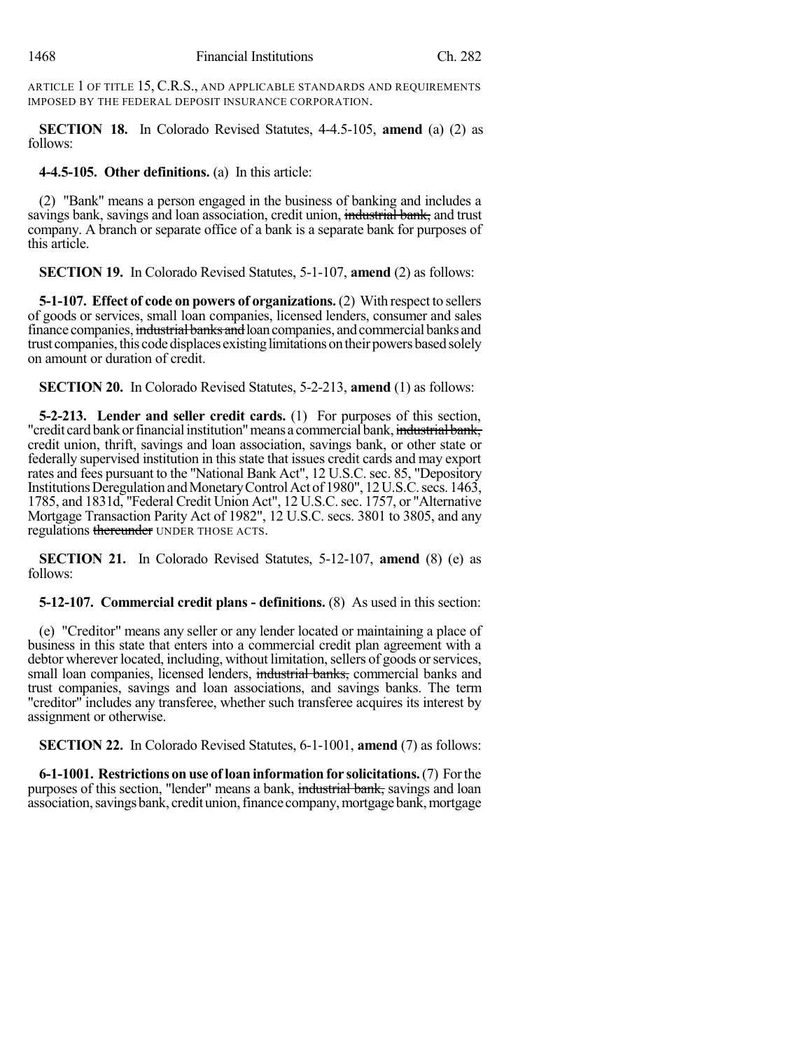ARTICLE 1 OF TITLE 15, C.R.S., AND APPLICABLE STANDARDS AND REQUIREMENTS IMPOSED BY THE FEDERAL DEPOSIT INSURANCE CORPORATION.

**SECTION 18.** In Colorado Revised Statutes, 4-4.5-105, **amend** (a) (2) as follows:

**4-4.5-105. Other definitions.** (a) In this article:

(2) "Bank" means a person engaged in the business of banking and includes a savings bank, savings and loan association, credit union, ~~industrial bank,~~ and trust company. A branch or separate office of a bank is a separate bank for purposes of this article.

**SECTION 19.** In Colorado Revised Statutes, 5-1-107, **amend** (2) as follows:

**5-1-107. Effect of code on powers of organizations.** (2) With respect to sellers of goods or services, small loan companies, licensed lenders, consumer and sales finance companies, ~~industrial banks and~~ loan companies, and commercial banks and trust companies, this code displaces existing limitations on their powers based solely on amount or duration of credit.

**SECTION 20.** In Colorado Revised Statutes, 5-2-213, **amend** (1) as follows:

**5-2-213. Lender and seller credit cards.** (1) For purposes of this section, "credit card bank or financial institution" means a commercial bank, ~~industrial bank,~~ credit union, thrift, savings and loan association, savings bank, or other state or federally supervised institution in this state that issues credit cards and may export rates and fees pursuant to the "National Bank Act", 12 U.S.C. sec. 85, "Depository Institutions Deregulation and Monetary Control Act of 1980", 12 U.S.C. secs. 1463, 1785, and 1831d, "Federal Credit Union Act", 12 U.S.C. sec. 1757, or "Alternative Mortgage Transaction Parity Act of 1982", 12 U.S.C. secs. 3801 to 3805, and any regulations ~~thereunder~~ UNDER THOSE ACTS.

**SECTION 21.** In Colorado Revised Statutes, 5-12-107, **amend** (8) (e) as follows:

**5-12-107. Commercial credit plans - definitions.** (8) As used in this section:

(e) "Creditor" means any seller or any lender located or maintaining a place of business in this state that enters into a commercial credit plan agreement with a debtor wherever located, including, without limitation, sellers of goods or services, small loan companies, licensed lenders, ~~industrial banks,~~ commercial banks and trust companies, savings and loan associations, and savings banks. The term "creditor" includes any transferee, whether such transferee acquires its interest by assignment or otherwise.

**SECTION 22.** In Colorado Revised Statutes, 6-1-1001, **amend** (7) as follows:

**6-1-1001. Restrictions on use of loan information for solicitations.** (7) For the purposes of this section, "lender" means a bank, ~~industrial bank,~~ savings and loan association, savings bank, credit union, finance company, mortgage bank, mortgage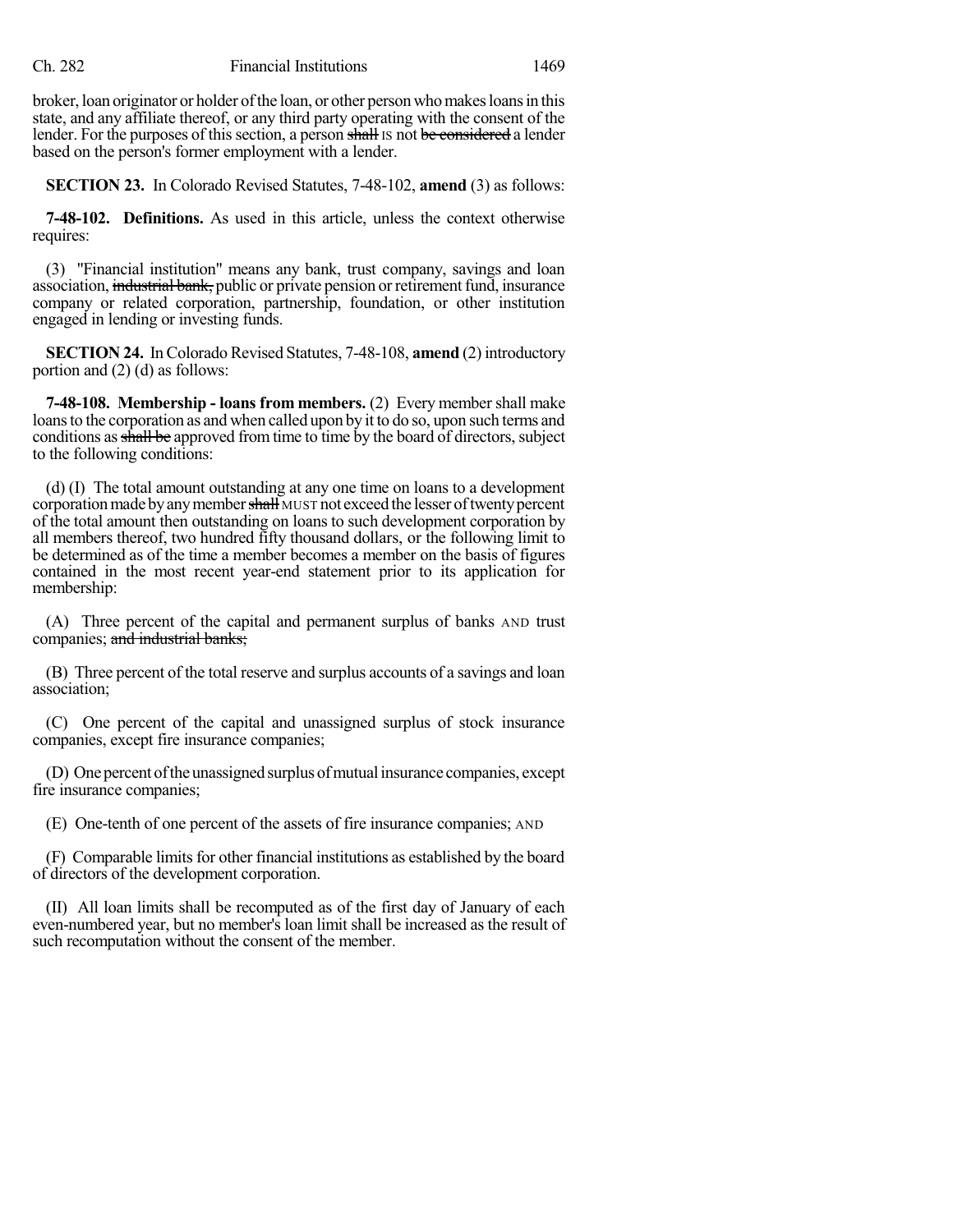broker, loan originator or holder of the loan, or other person who makes loans in this state, and any affiliate thereof, or any third party operating with the consent of the lender. For the purposes of this section, a person ~~shall~~ IS not ~~be considered~~ a lender based on the person's former employment with a lender.

**SECTION 23.** In Colorado Revised Statutes, 7-48-102, **amend** (3) as follows:

**7-48-102. Definitions.** As used in this article, unless the context otherwise requires:

(3) "Financial institution" means any bank, trust company, savings and loan association, ~~industrial bank,~~ public or private pension or retirement fund, insurance company or related corporation, partnership, foundation, or other institution engaged in lending or investing funds.

**SECTION 24.** In Colorado Revised Statutes, 7-48-108, **amend** (2) introductory portion and (2) (d) as follows:

**7-48-108. Membership - loans from members.** (2) Every member shall make loans to the corporation as and when called upon by it to do so, upon such terms and conditions as ~~shall be~~ approved from time to time by the board of directors, subject to the following conditions:

(d) (I) The total amount outstanding at any one time on loans to a development corporation made by any member ~~shall~~ MUST not exceed the lesser of twenty percent of the total amount then outstanding on loans to such development corporation by all members thereof, two hundred fifty thousand dollars, or the following limit to be determined as of the time a member becomes a member on the basis of figures contained in the most recent year-end statement prior to its application for membership:

(A) Three percent of the capital and permanent surplus of banks AND trust companies; ~~and industrial banks;~~

(B) Three percent of the total reserve and surplus accounts of a savings and loan association;

(C) One percent of the capital and unassigned surplus of stock insurance companies, except fire insurance companies;

(D) One percent of the unassigned surplus of mutual insurance companies, except fire insurance companies;

(E) One-tenth of one percent of the assets of fire insurance companies; AND

(F) Comparable limits for other financial institutions as established by the board of directors of the development corporation.

(II) All loan limits shall be recomputed as of the first day of January of each even-numbered year, but no member's loan limit shall be increased as the result of such recomputation without the consent of the member.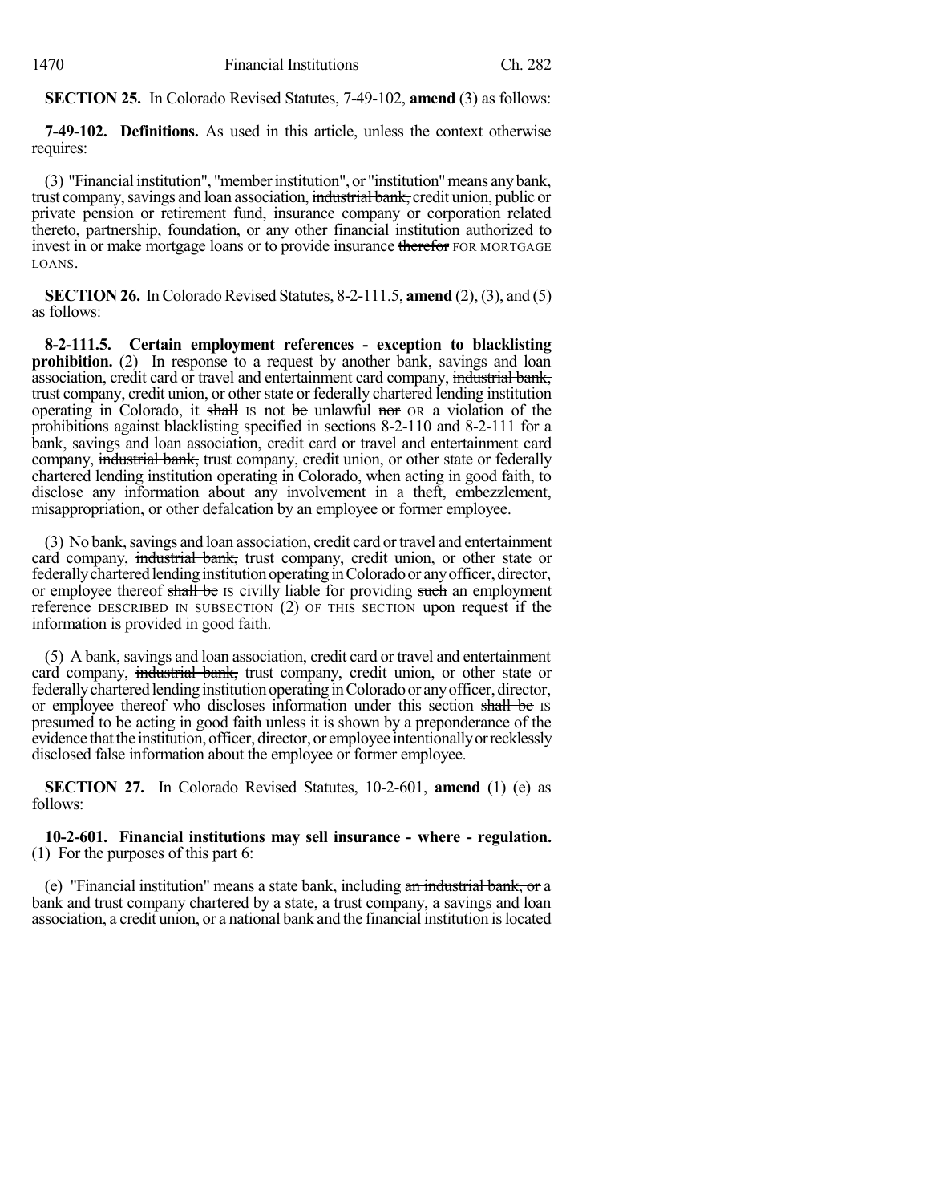**SECTION 25.** In Colorado Revised Statutes, 7-49-102, **amend** (3) as follows:

**7-49-102. Definitions.** As used in this article, unless the context otherwise requires:

(3) "Financial institution", "member institution", or "institution" means any bank, trust company, savings and loan association, ~~industrial bank,~~ credit union, public or private pension or retirement fund, insurance company or corporation related thereto, partnership, foundation, or any other financial institution authorized to invest in or make mortgage loans or to provide insurance ~~therefor~~ FOR MORTGAGE LOANS.

**SECTION 26.** In Colorado Revised Statutes, 8-2-111.5, **amend** (2), (3), and (5) as follows:

**8-2-111.5. Certain employment references - exception to blacklisting prohibition.** (2) In response to a request by another bank, savings and loan association, credit card or travel and entertainment card company, ~~industrial bank,~~ trust company, credit union, or other state or federally chartered lending institution operating in Colorado, it ~~shall~~ IS not ~~be~~ unlawful ~~nor~~ OR a violation of the prohibitions against blacklisting specified in sections 8-2-110 and 8-2-111 for a bank, savings and loan association, credit card or travel and entertainment card company, ~~industrial bank,~~ trust company, credit union, or other state or federally chartered lending institution operating in Colorado, when acting in good faith, to disclose any information about any involvement in a theft, embezzlement, misappropriation, or other defalcation by an employee or former employee.

(3) No bank, savings and loan association, credit card or travel and entertainment card company, ~~industrial bank,~~ trust company, credit union, or other state or federally chartered lending institution operating in Colorado or any officer, director, or employee thereof ~~shall be~~ IS civilly liable for providing ~~such~~ an employment reference DESCRIBED IN SUBSECTION (2) OF THIS SECTION upon request if the information is provided in good faith.

(5) A bank, savings and loan association, credit card or travel and entertainment card company, ~~industrial bank,~~ trust company, credit union, or other state or federally chartered lending institution operating in Colorado or any officer, director, or employee thereof who discloses information under this section ~~shall be~~ IS presumed to be acting in good faith unless it is shown by a preponderance of the evidence that the institution, officer, director, or employee intentionally or recklessly disclosed false information about the employee or former employee.

**SECTION 27.** In Colorado Revised Statutes, 10-2-601, **amend** (1) (e) as follows:

**10-2-601. Financial institutions may sell insurance - where - regulation.** (1) For the purposes of this part 6:

(e) "Financial institution" means a state bank, including ~~an industrial bank, or~~ a bank and trust company chartered by a state, a trust company, a savings and loan association, a credit union, or a national bank and the financial institution is located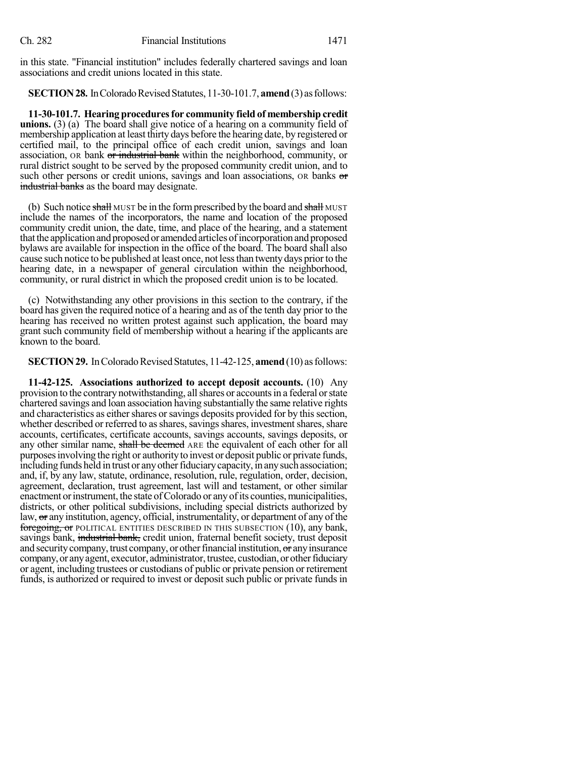in this state. "Financial institution" includes federally chartered savings and loan associations and credit unions located in this state.

**SECTION 28.** In Colorado Revised Statutes, 11-30-101.7, **amend** (3) as follows:

**11-30-101.7. Hearing procedures for community field of membership credit unions.** (3) (a) The board shall give notice of a hearing on a community field of membership application at least thirty days before the hearing date, by registered or certified mail, to the principal office of each credit union, savings and loan association, OR bank ~~or industrial bank~~ within the neighborhood, community, or rural district sought to be served by the proposed community credit union, and to such other persons or credit unions, savings and loan associations, OR banks ~~or industrial banks~~ as the board may designate.

(b) Such notice ~~shall~~ MUST be in the form prescribed by the board and ~~shall~~ MUST include the names of the incorporators, the name and location of the proposed community credit union, the date, time, and place of the hearing, and a statement that the application and proposed or amended articles of incorporation and proposed bylaws are available for inspection in the office of the board. The board shall also cause such notice to be published at least once, not less than twenty days prior to the hearing date, in a newspaper of general circulation within the neighborhood, community, or rural district in which the proposed credit union is to be located.

(c) Notwithstanding any other provisions in this section to the contrary, if the board has given the required notice of a hearing and as of the tenth day prior to the hearing has received no written protest against such application, the board may grant such community field of membership without a hearing if the applicants are known to the board.

**SECTION 29.** In Colorado Revised Statutes, 11-42-125, **amend** (10) as follows:

**11-42-125. Associations authorized to accept deposit accounts.** (10) Any provision to the contrary notwithstanding, all shares or accounts in a federal or state chartered savings and loan association having substantially the same relative rights and characteristics as either shares or savings deposits provided for by this section, whether described or referred to as shares, savings shares, investment shares, share accounts, certificates, certificate accounts, savings accounts, savings deposits, or any other similar name, ~~shall be deemed~~ ARE the equivalent of each other for all purposes involving the right or authority to invest or deposit public or private funds, including funds held in trust or any other fiduciary capacity, in any such association; and, if, by any law, statute, ordinance, resolution, rule, regulation, order, decision, agreement, declaration, trust agreement, last will and testament, or other similar enactment or instrument, the state of Colorado or any of its counties, municipalities, districts, or other political subdivisions, including special districts authorized by law, ~~or~~ any institution, agency, official, instrumentality, or department of any of the ~~foregoing, or~~ POLITICAL ENTITIES DESCRIBED IN THIS SUBSECTION (10), any bank, savings bank, ~~industrial bank,~~ credit union, fraternal benefit society, trust deposit and security company, trust company, or other financial institution, ~~or~~ any insurance company, or any agent, executor, administrator, trustee, custodian, or other fiduciary or agent, including trustees or custodians of public or private pension or retirement funds, is authorized or required to invest or deposit such public or private funds in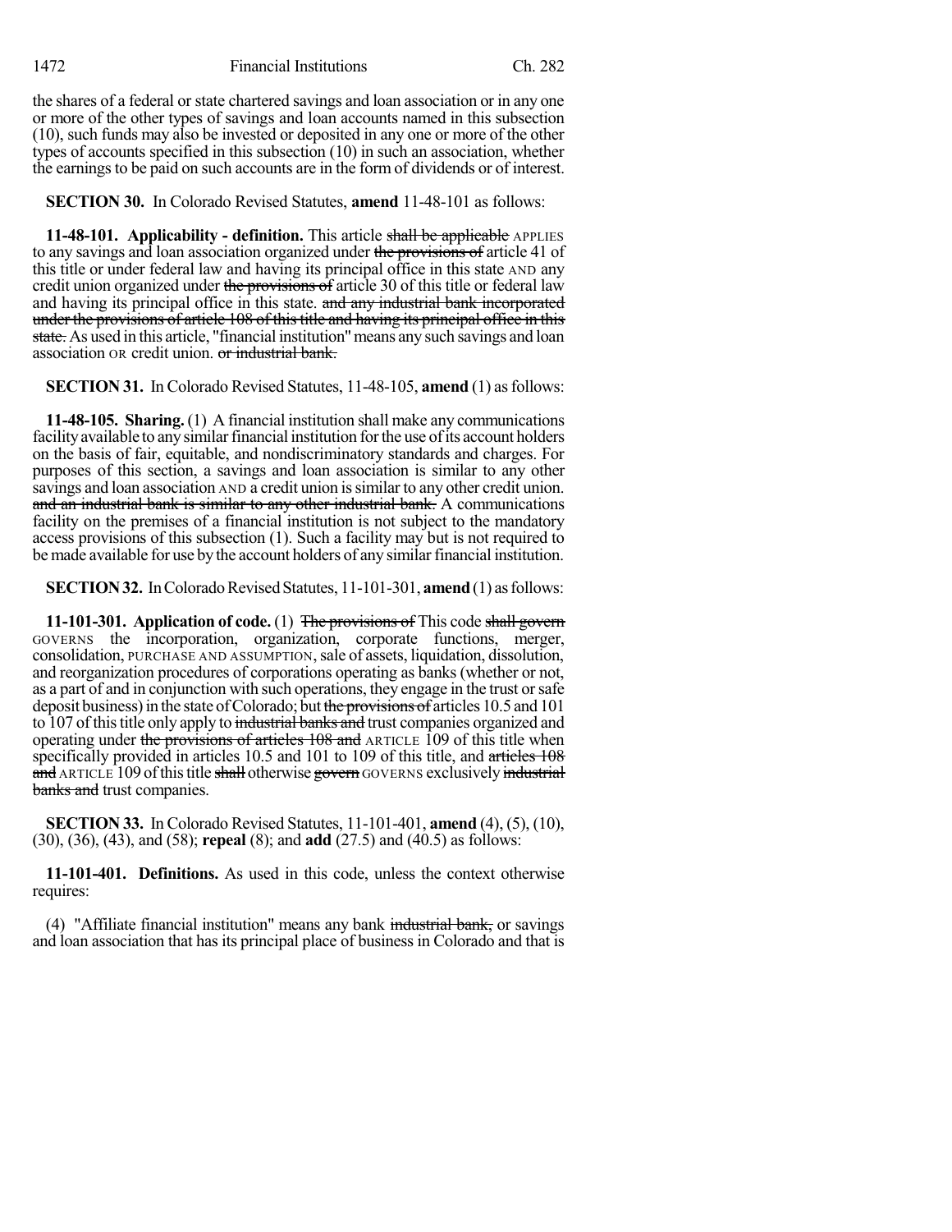the shares of a federal or state chartered savings and loan association or in any one or more of the other types of savings and loan accounts named in this subsection (10), such funds may also be invested or deposited in any one or more of the other types of accounts specified in this subsection (10) in such an association, whether the earnings to be paid on such accounts are in the form of dividends or of interest.

**SECTION 30.** In Colorado Revised Statutes, **amend** 11-48-101 as follows:

**11-48-101. Applicability - definition.** This article ~~shall be applicable~~ APPLIES to any savings and loan association organized under ~~the provisions of~~ article 41 of this title or under federal law and having its principal office in this state AND any credit union organized under ~~the provisions of~~ article 30 of this title or federal law and having its principal office in this state. ~~and any industrial bank incorporated under the provisions of article 108 of this title and having its principal office in this state.~~ As used in this article, "financial institution" means any such savings and loan association OR credit union. ~~or industrial bank.~~

**SECTION 31.** In Colorado Revised Statutes, 11-48-105, **amend** (1) as follows:

**11-48-105. Sharing.** (1) A financial institution shall make any communications facility available to any similar financial institution for the use of its account holders on the basis of fair, equitable, and nondiscriminatory standards and charges. For purposes of this section, a savings and loan association is similar to any other savings and loan association AND a credit union is similar to any other credit union. ~~and an industrial bank is similar to any other industrial bank.~~ A communications facility on the premises of a financial institution is not subject to the mandatory access provisions of this subsection (1). Such a facility may but is not required to be made available for use by the account holders of any similar financial institution.

**SECTION 32.** In Colorado Revised Statutes, 11-101-301, **amend** (1) as follows:

**11-101-301. Application of code.** (1) ~~The provisions of~~ This code ~~shall govern~~ GOVERNS the incorporation, organization, corporate functions, merger, consolidation, PURCHASE AND ASSUMPTION, sale of assets, liquidation, dissolution, and reorganization procedures of corporations operating as banks (whether or not, as a part of and in conjunction with such operations, they engage in the trust or safe deposit business) in the state of Colorado; but ~~the provisions of~~ articles 10.5 and 101 to 107 of this title only apply to ~~industrial banks and~~ trust companies organized and operating under ~~the provisions of articles 108 and~~ ARTICLE 109 of this title when specifically provided in articles 10.5 and 101 to 109 of this title, and ~~articles 108 and~~ ARTICLE 109 of this title ~~shall~~ otherwise ~~govern~~ GOVERNS exclusively ~~industrial banks and~~ trust companies.

**SECTION 33.** In Colorado Revised Statutes, 11-101-401, **amend** (4), (5), (10), (30), (36), (43), and (58); **repeal** (8); and **add** (27.5) and (40.5) as follows:

**11-101-401. Definitions.** As used in this code, unless the context otherwise requires:

(4) "Affiliate financial institution" means any bank ~~industrial bank,~~ or savings and loan association that has its principal place of business in Colorado and that is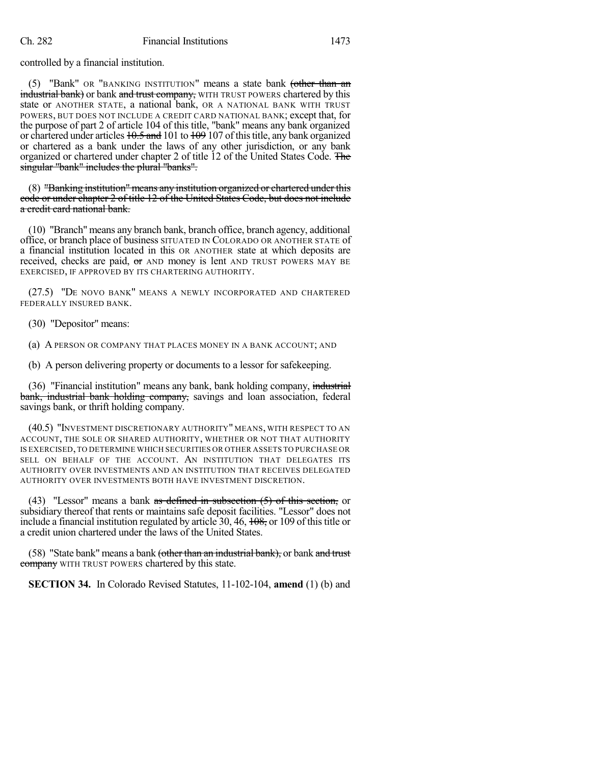controlled by a financial institution.

(5) "Bank" OR "BANKING INSTITUTION" means a state bank ~~(other than an industrial bank)~~ or bank ~~and trust company,~~ WITH TRUST POWERS chartered by this state or ANOTHER STATE, a national bank, OR A NATIONAL BANK WITH TRUST POWERS, BUT DOES NOT INCLUDE A CREDIT CARD NATIONAL BANK; except that, for the purpose of part 2 of article 104 of this title, "bank" means any bank organized or chartered under articles ~~10.5 and~~ 101 to ~~109~~ 107 of this title, any bank organized or chartered as a bank under the laws of any other jurisdiction, or any bank organized or chartered under chapter 2 of title 12 of the United States Code. ~~The singular "bank" includes the plural "banks".~~

(8) ~~"Banking institution" means any institution organized or chartered under this code or under chapter 2 of title 12 of the United States Code, but does not include a credit card national bank.~~

(10) "Branch" means any branch bank, branch office, branch agency, additional office, or branch place of business SITUATED IN COLORADO OR ANOTHER STATE of a financial institution located in this OR ANOTHER state at which deposits are received, checks are paid, ~~or~~ AND money is lent AND TRUST POWERS MAY BE EXERCISED, IF APPROVED BY ITS CHARTERING AUTHORITY.

(27.5) "DE NOVO BANK" MEANS A NEWLY INCORPORATED AND CHARTERED FEDERALLY INSURED BANK.

(30) "Depositor" means:

(a) A PERSON OR COMPANY THAT PLACES MONEY IN A BANK ACCOUNT; AND

(b) A person delivering property or documents to a lessor for safekeeping.

(36) "Financial institution" means any bank, bank holding company, ~~industrial bank, industrial bank holding company,~~ savings and loan association, federal savings bank, or thrift holding company.

(40.5) "INVESTMENT DISCRETIONARY AUTHORITY" MEANS, WITH RESPECT TO AN ACCOUNT, THE SOLE OR SHARED AUTHORITY, WHETHER OR NOT THAT AUTHORITY IS EXERCISED, TO DETERMINE WHICH SECURITIES OR OTHER ASSETS TO PURCHASE OR SELL ON BEHALF OF THE ACCOUNT. AN INSTITUTION THAT DELEGATES ITS AUTHORITY OVER INVESTMENTS AND AN INSTITUTION THAT RECEIVES DELEGATED AUTHORITY OVER INVESTMENTS BOTH HAVE INVESTMENT DISCRETION.

(43) "Lessor" means a bank ~~as defined in subsection (5) of this section,~~ or subsidiary thereof that rents or maintains safe deposit facilities. "Lessor" does not include a financial institution regulated by article 30, 46, ~~108,~~ or 109 of this title or a credit union chartered under the laws of the United States.

(58) "State bank" means a bank ~~(other than an industrial bank),~~ or bank ~~and trust company~~ WITH TRUST POWERS chartered by this state.

**SECTION 34.** In Colorado Revised Statutes, 11-102-104, **amend** (1) (b) and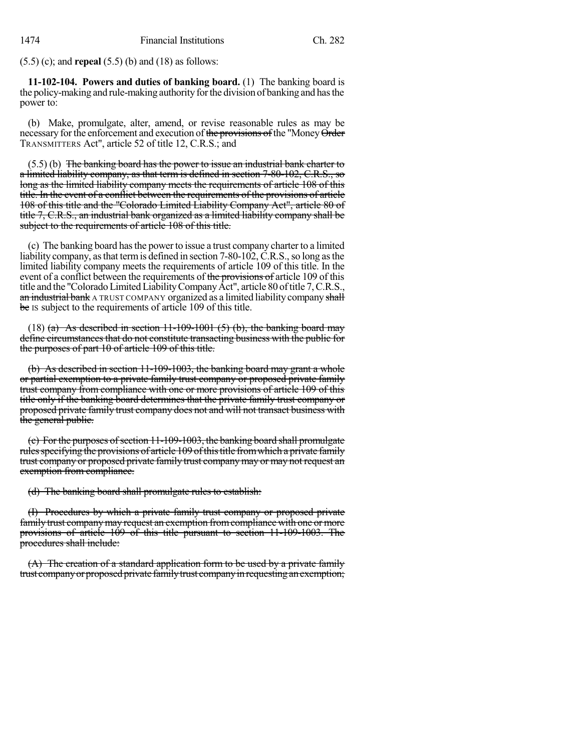(5.5) (c); and **repeal** (5.5) (b) and (18) as follows:

**11-102-104. Powers and duties of banking board.** (1) The banking board is the policy-making and rule-making authority for the division of banking and has the power to:

(b) Make, promulgate, alter, amend, or revise reasonable rules as may be necessary for the enforcement and execution of ~~the provisions of~~ the "Money ~~Order~~ TRANSMITTERS Act", article 52 of title 12, C.R.S.; and

(5.5) (b) ~~The banking board has the power to issue an industrial bank charter to a limited liability company, as that term is defined in section 7-80-102, C.R.S., so long as the limited liability company meets the requirements of article 108 of this title. In the event of a conflict between the requirements of the provisions of article 108 of this title and the "Colorado Limited Liability Company Act", article 80 of title 7, C.R.S., an industrial bank organized as a limited liability company shall be subject to the requirements of article 108 of this title.~~

(c) The banking board has the power to issue a trust company charter to a limited liability company, as that term is defined in section 7-80-102, C.R.S., so long as the limited liability company meets the requirements of article 109 of this title. In the event of a conflict between the requirements of ~~the provisions of~~ article 109 of this title and the "Colorado Limited Liability Company Act", article 80 of title 7, C.R.S., ~~an industrial bank~~ A TRUST COMPANY organized as a limited liability company ~~shall be~~ IS subject to the requirements of article 109 of this title.

(18) ~~(a) As described in section 11-109-1001 (5) (b), the banking board may define circumstances that do not constitute transacting business with the public for the purposes of part 10 of article 109 of this title.~~

~~(b) As described in section 11-109-1003, the banking board may grant a whole or partial exemption to a private family trust company or proposed private family trust company from compliance with one or more provisions of article 109 of this title only if the banking board determines that the private family trust company or proposed private family trust company does not and will not transact business with the general public.~~

~~(c) For the purposes of section 11-109-1003, the banking board shall promulgate rules specifying the provisions of article 109 of this title from which a private family trust company or proposed private family trust company may or may not request an exemption from compliance.~~

~~(d) The banking board shall promulgate rules to establish:~~

~~(I) Procedures by which a private family trust company or proposed private family trust company may request an exemption from compliance with one or more provisions of article 109 of this title pursuant to section 11-109-1003. The procedures shall include:~~

~~(A) The creation of a standard application form to be used by a private family trust company or proposed private family trust company in requesting an exemption;~~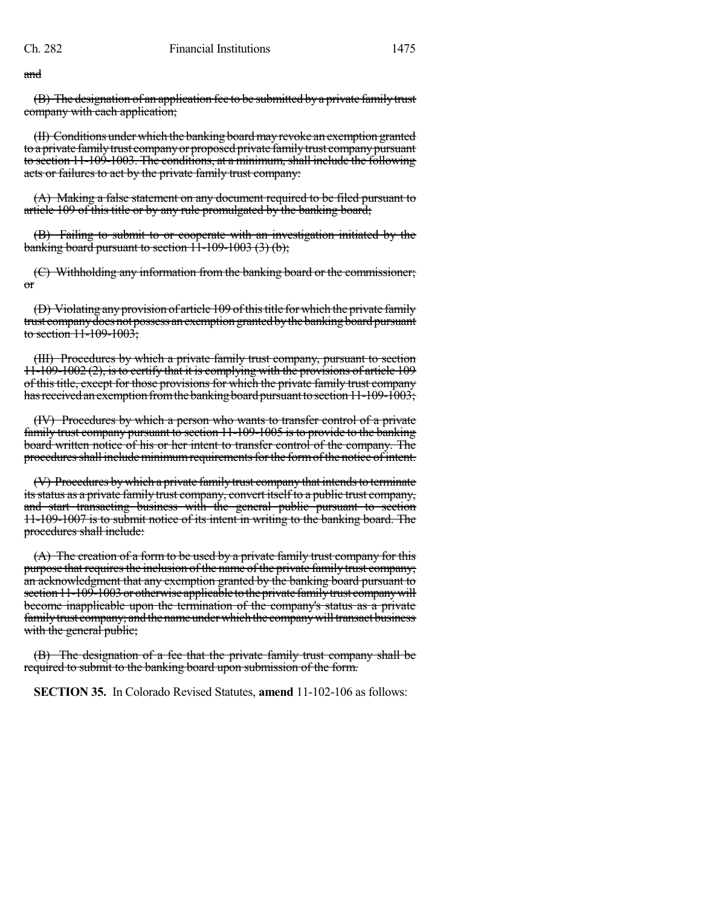~~and~~

~~(B) The designation of an application fee to be submitted by a private family trust company with each application;~~

~~(II) Conditions under which the banking board may revoke an exemption granted to a private family trust company or proposed private family trust company pursuant to section 11-109-1003. The conditions, at a minimum, shall include the following acts or failures to act by the private family trust company:~~

~~(A) Making a false statement on any document required to be filed pursuant to article 109 of this title or by any rule promulgated by the banking board;~~

~~(B) Failing to submit to or cooperate with an investigation initiated by the banking board pursuant to section 11-109-1003 (3) (b);~~

~~(C) Withholding any information from the banking board or the commissioner; or~~

~~(D) Violating any provision of article 109 of this title for which the private family trust company does not possess an exemption granted by the banking board pursuant to section 11-109-1003;~~

~~(III) Procedures by which a private family trust company, pursuant to section 11-109-1002 (2), is to certify that it is complying with the provisions of article 109 of this title, except for those provisions for which the private family trust company has received an exemption from the banking board pursuant to section 11-109-1003;~~

~~(IV) Procedures by which a person who wants to transfer control of a private family trust company pursuant to section 11-109-1005 is to provide to the banking board written notice of his or her intent to transfer control of the company. The procedures shall include minimum requirements for the form of the notice of intent.~~

~~(V) Procedures by which a private family trust company that intends to terminate its status as a private family trust company, convert itself to a public trust company, and start transacting business with the general public pursuant to section 11-109-1007 is to submit notice of its intent in writing to the banking board. The procedures shall include:~~

~~(A) The creation of a form to be used by a private family trust company for this purpose that requires the inclusion of the name of the private family trust company; an acknowledgment that any exemption granted by the banking board pursuant to section 11-109-1003 or otherwise applicable to the private family trust company will become inapplicable upon the termination of the company's status as a private family trust company; and the name under which the company will transact business with the general public;~~

~~(B) The designation of a fee that the private family trust company shall be required to submit to the banking board upon submission of the form.~~

**SECTION 35.** In Colorado Revised Statutes, **amend** 11-102-106 as follows: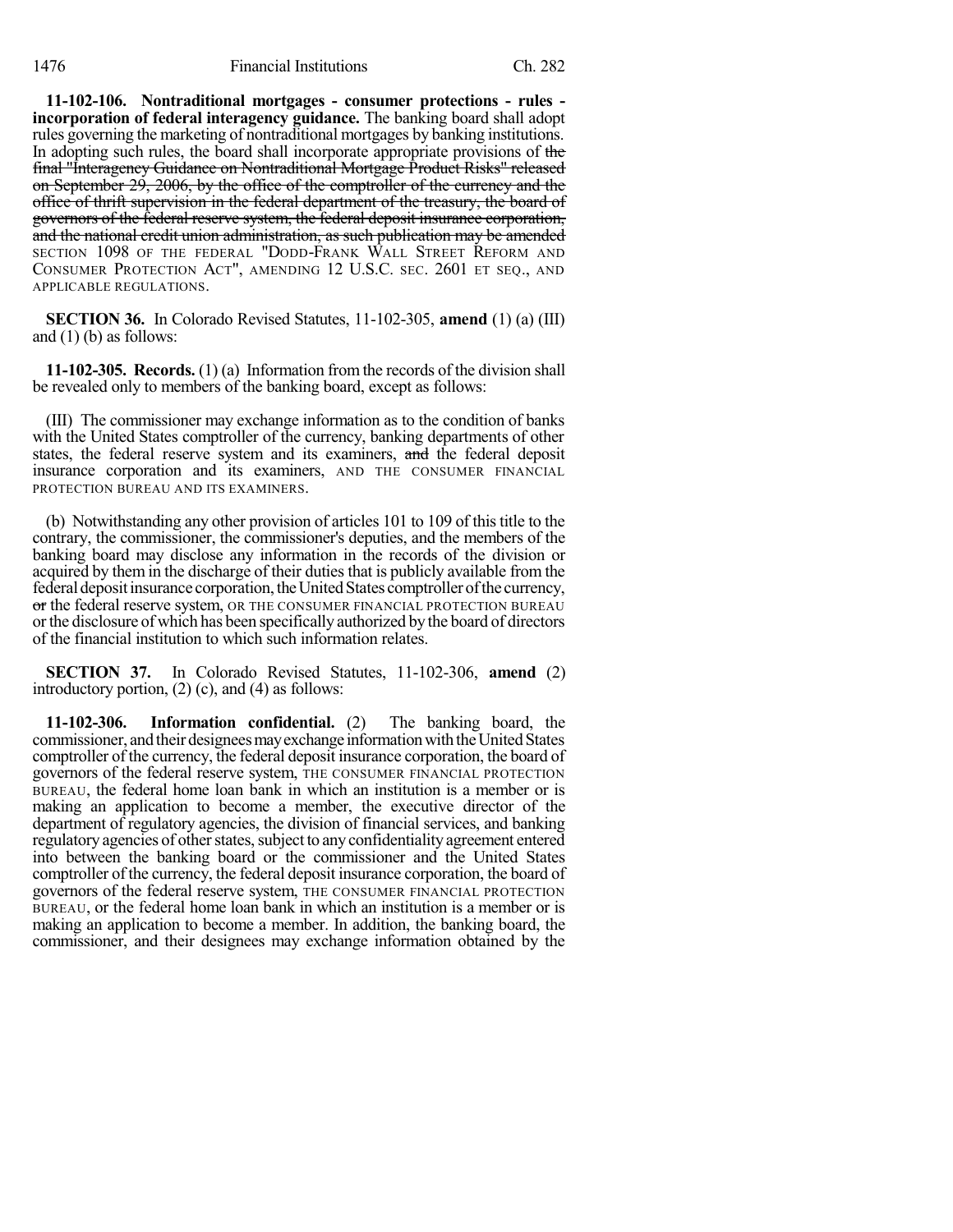**11-102-106. Nontraditional mortgages - consumer protections - rules - incorporation of federal interagency guidance.** The banking board shall adopt rules governing the marketing of nontraditional mortgages by banking institutions. In adopting such rules, the board shall incorporate appropriate provisions of ~~the final "Interagency Guidance on Nontraditional Mortgage Product Risks" released on September 29, 2006, by the office of the comptroller of the currency and the office of thrift supervision in the federal department of the treasury, the board of governors of the federal reserve system, the federal deposit insurance corporation, and the national credit union administration, as such publication may be amended~~ SECTION 1098 OF THE FEDERAL "DODD-FRANK WALL STREET REFORM AND CONSUMER PROTECTION ACT", AMENDING 12 U.S.C. SEC. 2601 ET SEQ., AND APPLICABLE REGULATIONS.

**SECTION 36.** In Colorado Revised Statutes, 11-102-305, **amend** (1) (a) (III) and (1) (b) as follows:

**11-102-305. Records.** (1) (a) Information from the records of the division shall be revealed only to members of the banking board, except as follows:

(III) The commissioner may exchange information as to the condition of banks with the United States comptroller of the currency, banking departments of other states, the federal reserve system and its examiners, ~~and~~ the federal deposit insurance corporation and its examiners, AND THE CONSUMER FINANCIAL PROTECTION BUREAU AND ITS EXAMINERS.

(b) Notwithstanding any other provision of articles 101 to 109 of this title to the contrary, the commissioner, the commissioner's deputies, and the members of the banking board may disclose any information in the records of the division or acquired by them in the discharge of their duties that is publicly available from the federal deposit insurance corporation, the United States comptroller of the currency, ~~or~~ the federal reserve system, OR THE CONSUMER FINANCIAL PROTECTION BUREAU or the disclosure of which has been specifically authorized by the board of directors of the financial institution to which such information relates.

**SECTION 37.** In Colorado Revised Statutes, 11-102-306, **amend** (2) introductory portion, (2) (c), and (4) as follows:

**11-102-306. Information confidential.** (2) The banking board, the commissioner, and their designees may exchange information with the United States comptroller of the currency, the federal deposit insurance corporation, the board of governors of the federal reserve system, THE CONSUMER FINANCIAL PROTECTION BUREAU, the federal home loan bank in which an institution is a member or is making an application to become a member, the executive director of the department of regulatory agencies, the division of financial services, and banking regulatory agencies of other states, subject to any confidentiality agreement entered into between the banking board or the commissioner and the United States comptroller of the currency, the federal deposit insurance corporation, the board of governors of the federal reserve system, THE CONSUMER FINANCIAL PROTECTION BUREAU, or the federal home loan bank in which an institution is a member or is making an application to become a member. In addition, the banking board, the commissioner, and their designees may exchange information obtained by the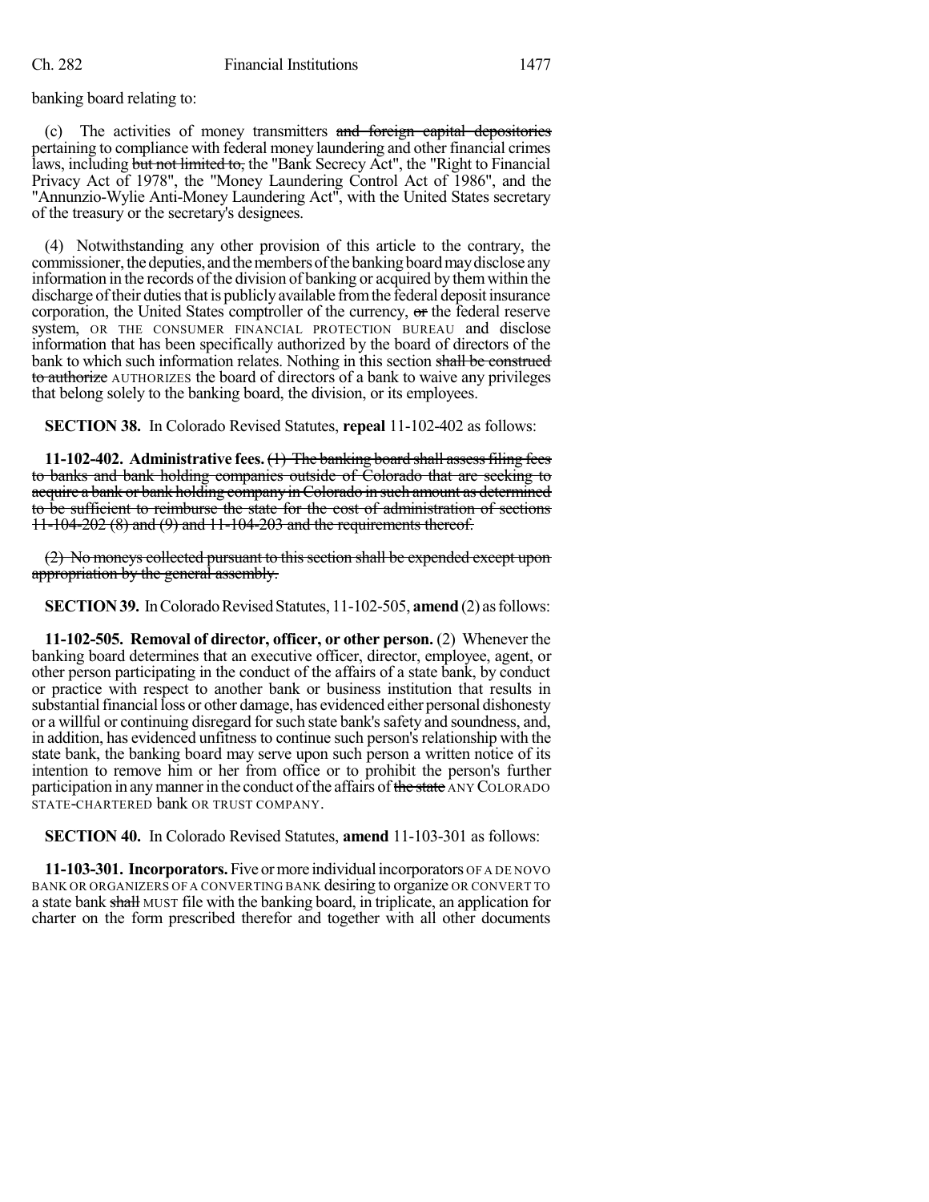banking board relating to:

(c) The activities of money transmitters ~~and foreign capital depositories~~ pertaining to compliance with federal money laundering and other financial crimes laws, including ~~but not limited to,~~ the "Bank Secrecy Act", the "Right to Financial Privacy Act of 1978", the "Money Laundering Control Act of 1986", and the "Annunzio-Wylie Anti-Money Laundering Act", with the United States secretary of the treasury or the secretary's designees.

(4) Notwithstanding any other provision of this article to the contrary, the commissioner, the deputies, and the members of the banking board may disclose any information in the records of the division of banking or acquired by them within the discharge of their duties that is publicly available from the federal deposit insurance corporation, the United States comptroller of the currency, ~~or~~ the federal reserve system, OR THE CONSUMER FINANCIAL PROTECTION BUREAU and disclose information that has been specifically authorized by the board of directors of the bank to which such information relates. Nothing in this section ~~shall be construed to authorize~~ AUTHORIZES the board of directors of a bank to waive any privileges that belong solely to the banking board, the division, or its employees.

**SECTION 38.** In Colorado Revised Statutes, **repeal** 11-102-402 as follows:

**11-102-402. Administrative fees.** ~~(1) The banking board shall assess filing fees to banks and bank holding companies outside of Colorado that are seeking to acquire a bank or bank holding company in Colorado in such amount as determined to be sufficient to reimburse the state for the cost of administration of sections 11-104-202 (8) and (9) and 11-104-203 and the requirements thereof.~~

~~(2) No moneys collected pursuant to this section shall be expended except upon appropriation by the general assembly.~~

**SECTION 39.** In Colorado Revised Statutes, 11-102-505, **amend** (2) as follows:

**11-102-505. Removal of director, officer, or other person.** (2) Whenever the banking board determines that an executive officer, director, employee, agent, or other person participating in the conduct of the affairs of a state bank, by conduct or practice with respect to another bank or business institution that results in substantial financial loss or other damage, has evidenced either personal dishonesty or a willful or continuing disregard for such state bank's safety and soundness, and, in addition, has evidenced unfitness to continue such person's relationship with the state bank, the banking board may serve upon such person a written notice of its intention to remove him or her from office or to prohibit the person's further participation in any manner in the conduct of the affairs of ~~the state~~ ANY COLORADO STATE-CHARTERED bank OR TRUST COMPANY.

**SECTION 40.** In Colorado Revised Statutes, **amend** 11-103-301 as follows:

**11-103-301. Incorporators.** Five or more individual incorporators OF A DE NOVO BANK OR ORGANIZERS OF A CONVERTING BANK desiring to organize OR CONVERT TO a state bank ~~shall~~ MUST file with the banking board, in triplicate, an application for charter on the form prescribed therefor and together with all other documents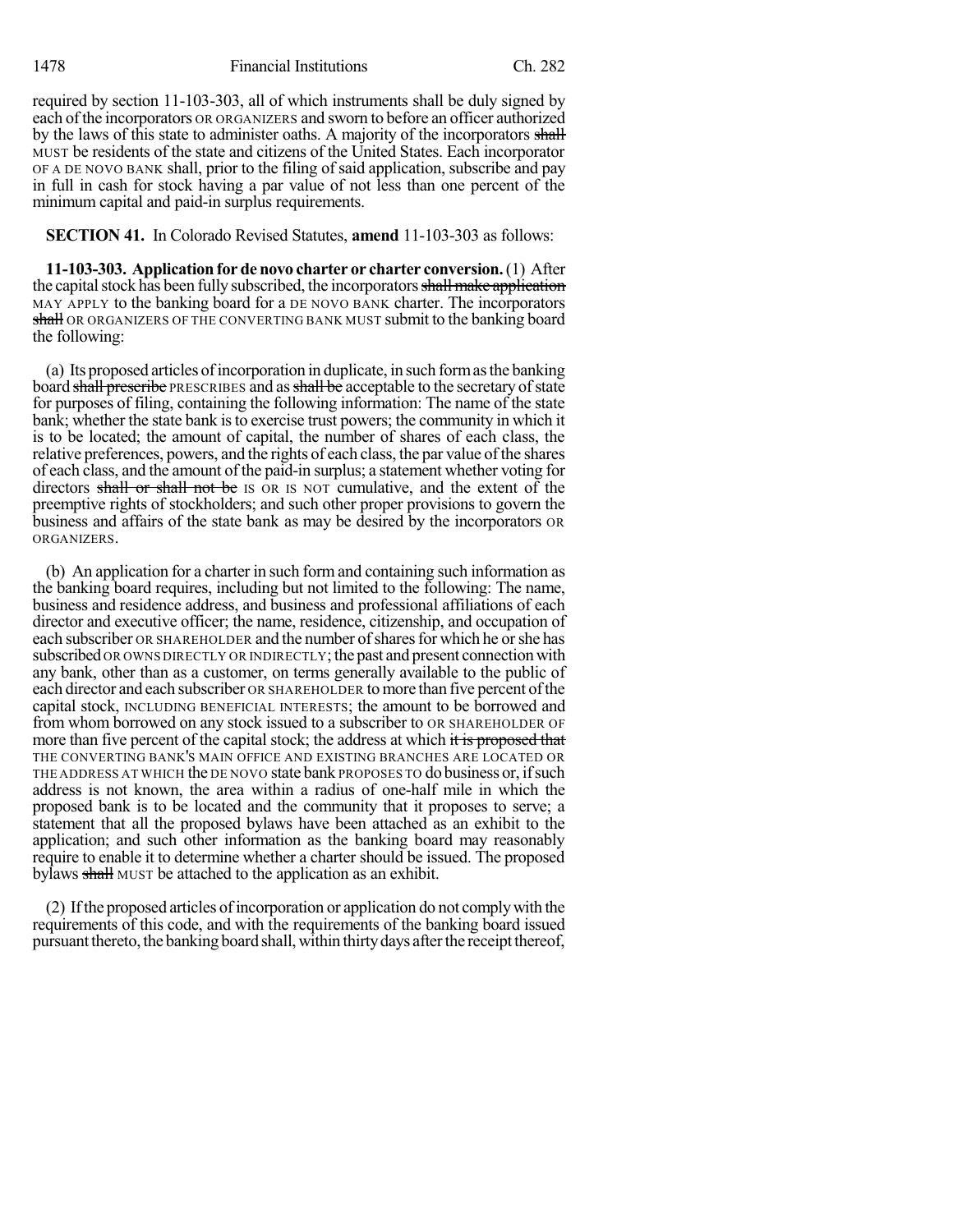required by section 11-103-303, all of which instruments shall be duly signed by each of the incorporators OR ORGANIZERS and sworn to before an officer authorized by the laws of this state to administer oaths. A majority of the incorporators ~~shall~~ MUST be residents of the state and citizens of the United States. Each incorporator OF A DE NOVO BANK shall, prior to the filing of said application, subscribe and pay in full in cash for stock having a par value of not less than one percent of the minimum capital and paid-in surplus requirements.

**SECTION 41.** In Colorado Revised Statutes, **amend** 11-103-303 as follows:

**11-103-303. Application for de novo charter or charter conversion.** (1) After the capital stock has been fully subscribed, the incorporators ~~shall make application~~ MAY APPLY to the banking board for a DE NOVO BANK charter. The incorporators ~~shall~~ OR ORGANIZERS OF THE CONVERTING BANK MUST submit to the banking board the following:

(a) Its proposed articles of incorporation in duplicate, in such form as the banking board ~~shall prescribe~~ PRESCRIBES and as ~~shall be~~ acceptable to the secretary of state for purposes of filing, containing the following information: The name of the state bank; whether the state bank is to exercise trust powers; the community in which it is to be located; the amount of capital, the number of shares of each class, the relative preferences, powers, and the rights of each class, the par value of the shares of each class, and the amount of the paid-in surplus; a statement whether voting for directors ~~shall or shall not be~~ IS OR IS NOT cumulative, and the extent of the preemptive rights of stockholders; and such other proper provisions to govern the business and affairs of the state bank as may be desired by the incorporators OR ORGANIZERS.

(b) An application for a charter in such form and containing such information as the banking board requires, including but not limited to the following: The name, business and residence address, and business and professional affiliations of each director and executive officer; the name, residence, citizenship, and occupation of each subscriber OR SHAREHOLDER and the number of shares for which he or she has subscribed OR OWNS DIRECTLY OR INDIRECTLY; the past and present connection with any bank, other than as a customer, on terms generally available to the public of each director and each subscriber OR SHAREHOLDER to more than five percent of the capital stock, INCLUDING BENEFICIAL INTERESTS; the amount to be borrowed and from whom borrowed on any stock issued to a subscriber to OR SHAREHOLDER OF more than five percent of the capital stock; the address at which ~~it is proposed that~~ THE CONVERTING BANK'S MAIN OFFICE AND EXISTING BRANCHES ARE LOCATED OR THE ADDRESS AT WHICH the DE NOVO state bank PROPOSES TO do business or, if such address is not known, the area within a radius of one-half mile in which the proposed bank is to be located and the community that it proposes to serve; a statement that all the proposed bylaws have been attached as an exhibit to the application; and such other information as the banking board may reasonably require to enable it to determine whether a charter should be issued. The proposed bylaws ~~shall~~ MUST be attached to the application as an exhibit.

(2) If the proposed articles of incorporation or application do not comply with the requirements of this code, and with the requirements of the banking board issued pursuant thereto, the banking board shall, within thirty days after the receipt thereof,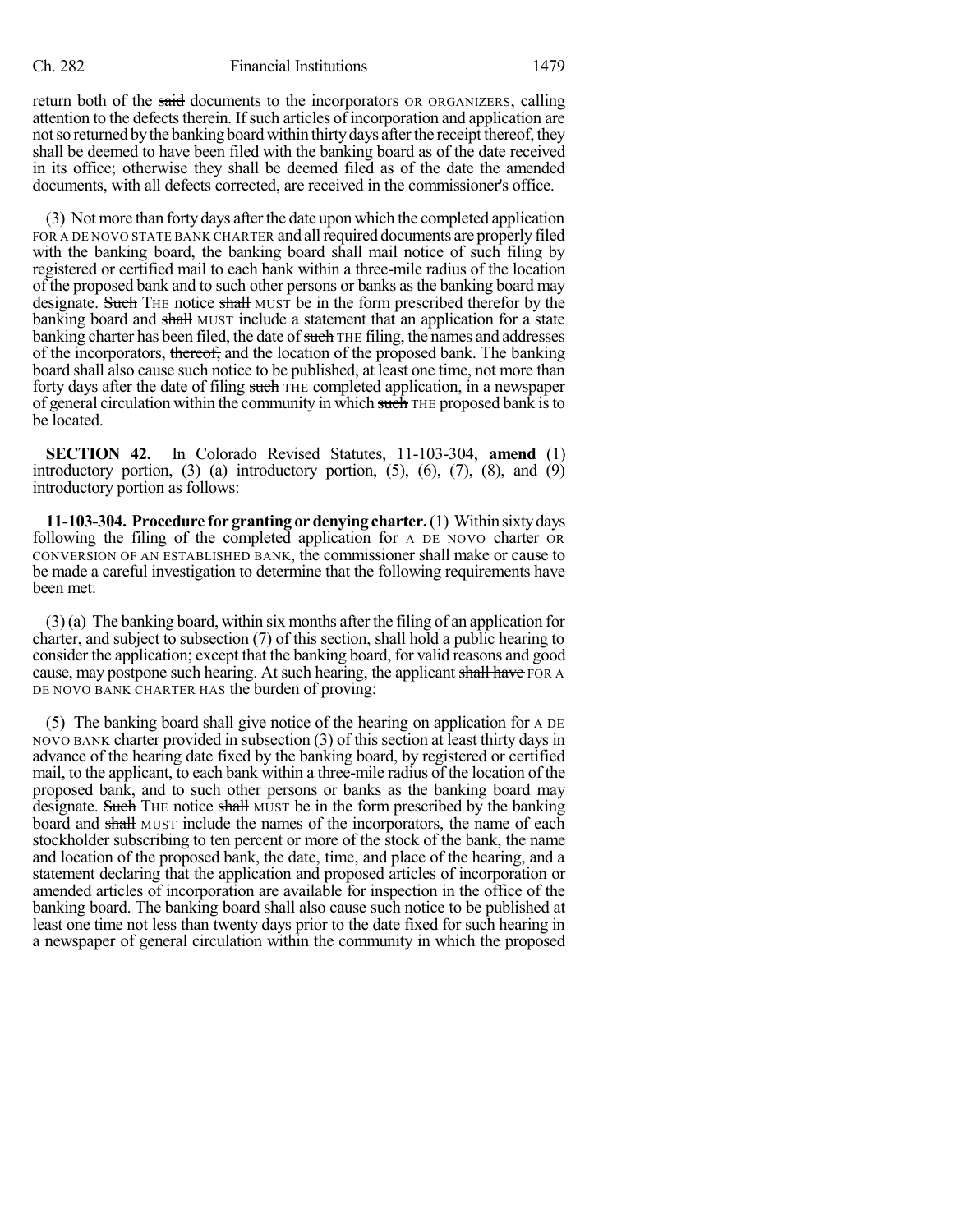return both of the said documents to the incorporators OR ORGANIZERS, calling attention to the defects therein. If such articles of incorporation and application are not so returned by the banking board within thirty days after the receipt thereof, they shall be deemed to have been filed with the banking board as of the date received in its office; otherwise they shall be deemed filed as of the date the amended documents, with all defects corrected, are received in the commissioner's office.

(3) Not more than forty days after the date upon which the completed application FOR A DE NOVO STATE BANK CHARTER and all required documents are properly filed with the banking board, the banking board shall mail notice of such filing by registered or certified mail to each bank within a three-mile radius of the location of the proposed bank and to such other persons or banks as the banking board may designate. Such THE notice shall MUST be in the form prescribed therefor by the banking board and shall MUST include a statement that an application for a state banking charter has been filed, the date of such THE filing, the names and addresses of the incorporators, thereof, and the location of the proposed bank. The banking board shall also cause such notice to be published, at least one time, not more than forty days after the date of filing such THE completed application, in a newspaper of general circulation within the community in which such THE proposed bank is to be located.

**SECTION 42.** In Colorado Revised Statutes, 11-103-304, **amend** (1) introductory portion, (3) (a) introductory portion, (5), (6), (7), (8), and (9) introductory portion as follows:

**11-103-304. Procedure for granting or denying charter.** (1) Within sixty days following the filing of the completed application for A DE NOVO charter OR CONVERSION OF AN ESTABLISHED BANK, the commissioner shall make or cause to be made a careful investigation to determine that the following requirements have been met:

(3) (a) The banking board, within six months after the filing of an application for charter, and subject to subsection (7) of this section, shall hold a public hearing to consider the application; except that the banking board, for valid reasons and good cause, may postpone such hearing. At such hearing, the applicant shall have FOR A DE NOVO BANK CHARTER HAS the burden of proving:

(5) The banking board shall give notice of the hearing on application for A DE NOVO BANK charter provided in subsection (3) of this section at least thirty days in advance of the hearing date fixed by the banking board, by registered or certified mail, to the applicant, to each bank within a three-mile radius of the location of the proposed bank, and to such other persons or banks as the banking board may designate. Such THE notice shall MUST be in the form prescribed by the banking board and shall MUST include the names of the incorporators, the name of each stockholder subscribing to ten percent or more of the stock of the bank, the name and location of the proposed bank, the date, time, and place of the hearing, and a statement declaring that the application and proposed articles of incorporation or amended articles of incorporation are available for inspection in the office of the banking board. The banking board shall also cause such notice to be published at least one time not less than twenty days prior to the date fixed for such hearing in a newspaper of general circulation within the community in which the proposed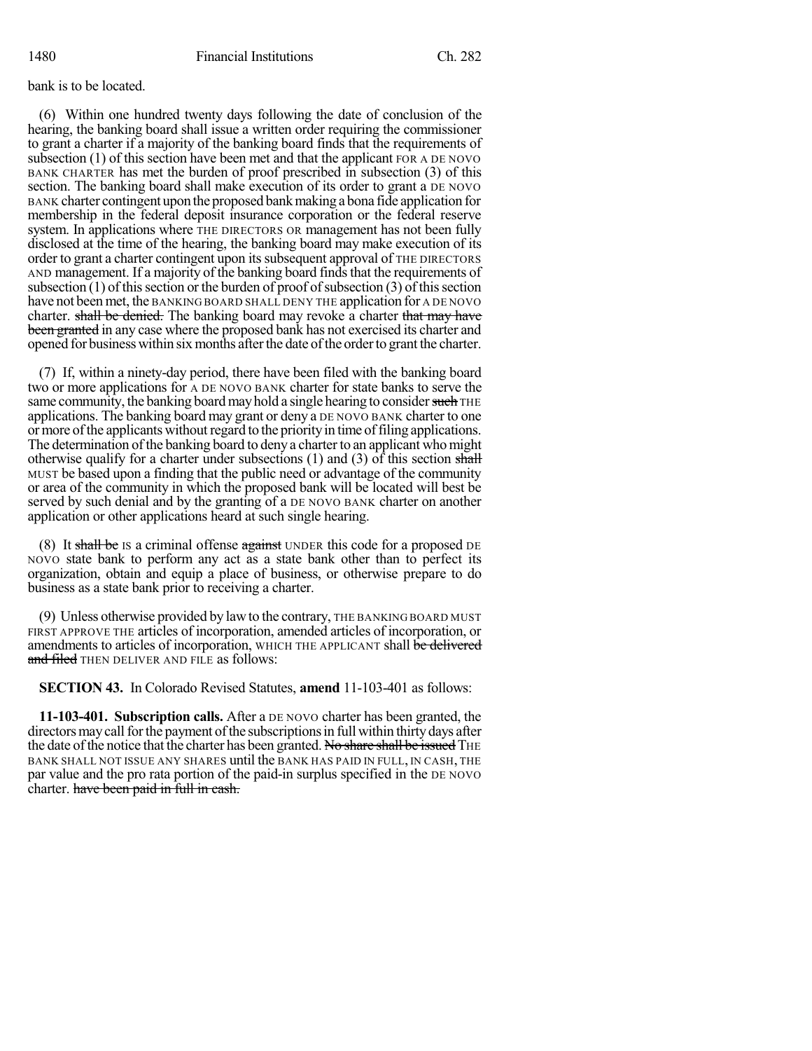bank is to be located.

(6) Within one hundred twenty days following the date of conclusion of the hearing, the banking board shall issue a written order requiring the commissioner to grant a charter if a majority of the banking board finds that the requirements of subsection (1) of this section have been met and that the applicant FOR A DE NOVO BANK CHARTER has met the burden of proof prescribed in subsection (3) of this section. The banking board shall make execution of its order to grant a DE NOVO BANK charter contingent upon the proposed bank making a bona fide application for membership in the federal deposit insurance corporation or the federal reserve system. In applications where THE DIRECTORS OR management has not been fully disclosed at the time of the hearing, the banking board may make execution of its order to grant a charter contingent upon its subsequent approval of THE DIRECTORS AND management. If a majority of the banking board finds that the requirements of subsection (1) of this section or the burden of proof of subsection (3) of this section have not been met, the BANKING BOARD SHALL DENY THE application for A DE NOVO charter. ~~shall be denied.~~ The banking board may revoke a charter ~~that may have been granted~~ in any case where the proposed bank has not exercised its charter and opened for business within six months after the date of the order to grant the charter.

(7) If, within a ninety-day period, there have been filed with the banking board two or more applications for A DE NOVO BANK charter for state banks to serve the same community, the banking board may hold a single hearing to consider ~~such~~ THE applications. The banking board may grant or deny a DE NOVO BANK charter to one or more of the applicants without regard to the priority in time of filing applications. The determination of the banking board to deny a charter to an applicant who might otherwise qualify for a charter under subsections (1) and (3) of this section ~~shall~~ MUST be based upon a finding that the public need or advantage of the community or area of the community in which the proposed bank will be located will best be served by such denial and by the granting of a DE NOVO BANK charter on another application or other applications heard at such single hearing.

(8) It ~~shall be~~ IS a criminal offense ~~against~~ UNDER this code for a proposed DE NOVO state bank to perform any act as a state bank other than to perfect its organization, obtain and equip a place of business, or otherwise prepare to do business as a state bank prior to receiving a charter.

(9) Unless otherwise provided by law to the contrary, THE BANKING BOARD MUST FIRST APPROVE THE articles of incorporation, amended articles of incorporation, or amendments to articles of incorporation, WHICH THE APPLICANT shall ~~be delivered and filed~~ THEN DELIVER AND FILE as follows:

**SECTION 43.** In Colorado Revised Statutes, **amend** 11-103-401 as follows:

**11-103-401. Subscription calls.** After a DE NOVO charter has been granted, the directors may call for the payment of the subscriptions in full within thirty days after the date of the notice that the charter has been granted. ~~No share shall be issued~~ THE BANK SHALL NOT ISSUE ANY SHARES until the BANK HAS PAID IN FULL, IN CASH, THE par value and the pro rata portion of the paid-in surplus specified in the DE NOVO charter. ~~have been paid in full in cash.~~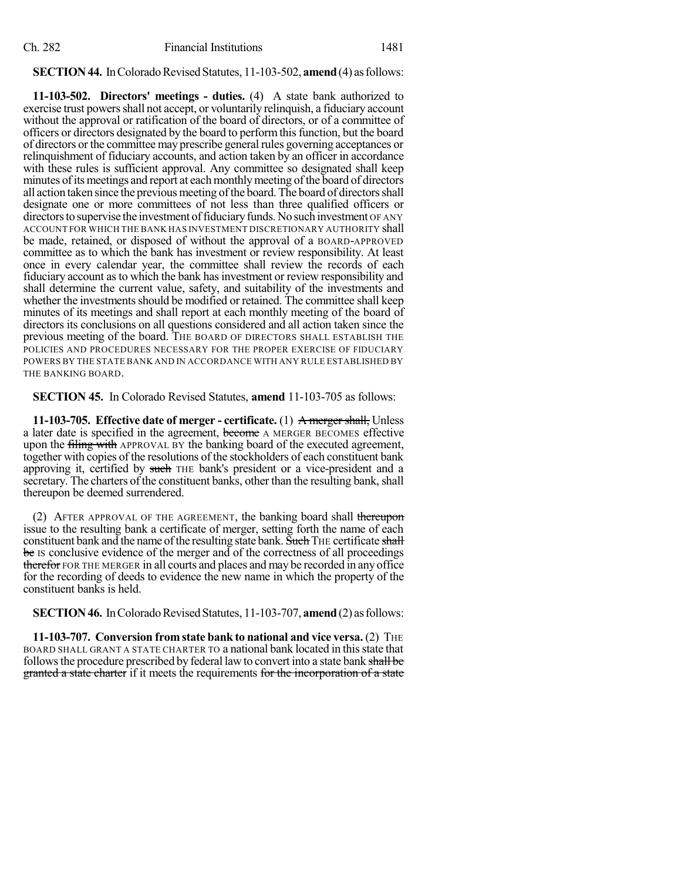**SECTION 44.** In Colorado Revised Statutes, 11-103-502, **amend** (4) as follows:

**11-103-502. Directors' meetings - duties.** (4) A state bank authorized to exercise trust powers shall not accept, or voluntarily relinquish, a fiduciary account without the approval or ratification of the board of directors, or of a committee of officers or directors designated by the board to perform this function, but the board of directors or the committee may prescribe general rules governing acceptances or relinquishment of fiduciary accounts, and action taken by an officer in accordance with these rules is sufficient approval. Any committee so designated shall keep minutes of its meetings and report at each monthly meeting of the board of directors all action taken since the previous meeting of the board. The board of directors shall designate one or more committees of not less than three qualified officers or directors to supervise the investment of fiduciary funds. No such investment OF ANY ACCOUNT FOR WHICH THE BANK HAS INVESTMENT DISCRETIONARY AUTHORITY shall be made, retained, or disposed of without the approval of a BOARD-APPROVED committee as to which the bank has investment or review responsibility. At least once in every calendar year, the committee shall review the records of each fiduciary account as to which the bank has investment or review responsibility and shall determine the current value, safety, and suitability of the investments and whether the investments should be modified or retained. The committee shall keep minutes of its meetings and shall report at each monthly meeting of the board of directors its conclusions on all questions considered and all action taken since the previous meeting of the board. THE BOARD OF DIRECTORS SHALL ESTABLISH THE POLICIES AND PROCEDURES NECESSARY FOR THE PROPER EXERCISE OF FIDUCIARY POWERS BY THE STATE BANK AND IN ACCORDANCE WITH ANY RULE ESTABLISHED BY THE BANKING BOARD.

**SECTION 45.** In Colorado Revised Statutes, **amend** 11-103-705 as follows:

**11-103-705. Effective date of merger - certificate.** (1) ~~A merger shall,~~ Unless a later date is specified in the agreement, ~~become~~ A MERGER BECOMES effective upon the ~~filing with~~ APPROVAL BY the banking board of the executed agreement, together with copies of the resolutions of the stockholders of each constituent bank approving it, certified by ~~such~~ THE bank's president or a vice-president and a secretary. The charters of the constituent banks, other than the resulting bank, shall thereupon be deemed surrendered.

(2) AFTER APPROVAL OF THE AGREEMENT, the banking board shall ~~thereupon~~ issue to the resulting bank a certificate of merger, setting forth the name of each constituent bank and the name of the resulting state bank. ~~Such~~ THE certificate ~~shall be~~ IS conclusive evidence of the merger and of the correctness of all proceedings ~~therefor~~ FOR THE MERGER in all courts and places and may be recorded in any office for the recording of deeds to evidence the new name in which the property of the constituent banks is held.

**SECTION 46.** In Colorado Revised Statutes, 11-103-707, **amend** (2) as follows:

**11-103-707. Conversion from state bank to national and vice versa.** (2) THE BOARD SHALL GRANT A STATE CHARTER TO a national bank located in this state that follows the procedure prescribed by federal law to convert into a state bank ~~shall be granted a state charter~~ if it meets the requirements ~~for the incorporation of a state~~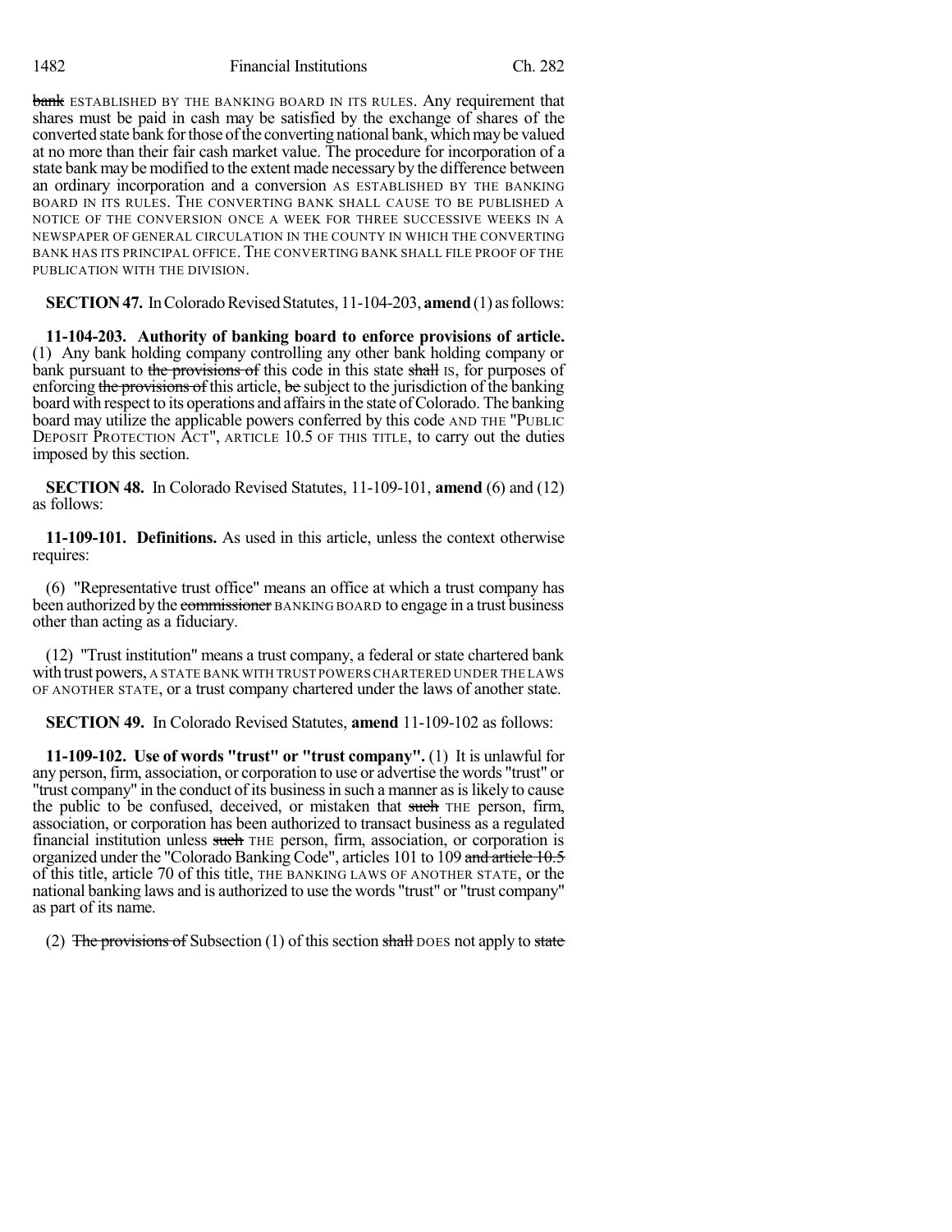~~bank~~ ESTABLISHED BY THE BANKING BOARD IN ITS RULES. Any requirement that shares must be paid in cash may be satisfied by the exchange of shares of the converted state bank for those of the converting national bank, which may be valued at no more than their fair cash market value. The procedure for incorporation of a state bank may be modified to the extent made necessary by the difference between an ordinary incorporation and a conversion AS ESTABLISHED BY THE BANKING BOARD IN ITS RULES. THE CONVERTING BANK SHALL CAUSE TO BE PUBLISHED A NOTICE OF THE CONVERSION ONCE A WEEK FOR THREE SUCCESSIVE WEEKS IN A NEWSPAPER OF GENERAL CIRCULATION IN THE COUNTY IN WHICH THE CONVERTING BANK HAS ITS PRINCIPAL OFFICE. THE CONVERTING BANK SHALL FILE PROOF OF THE PUBLICATION WITH THE DIVISION.

**SECTION 47.** In Colorado Revised Statutes, 11-104-203, **amend** (1) as follows:

**11-104-203. Authority of banking board to enforce provisions of article.** (1) Any bank holding company controlling any other bank holding company or bank pursuant to ~~the provisions of~~ this code in this state ~~shall~~ IS, for purposes of enforcing ~~the provisions of~~ this article, ~~be~~ subject to the jurisdiction of the banking board with respect to its operations and affairs in the state of Colorado. The banking board may utilize the applicable powers conferred by this code AND THE "PUBLIC DEPOSIT PROTECTION ACT", ARTICLE 10.5 OF THIS TITLE, to carry out the duties imposed by this section.

**SECTION 48.** In Colorado Revised Statutes, 11-109-101, **amend** (6) and (12) as follows:

**11-109-101. Definitions.** As used in this article, unless the context otherwise requires:

(6) "Representative trust office" means an office at which a trust company has been authorized by the ~~commissioner~~ BANKING BOARD to engage in a trust business other than acting as a fiduciary.

(12) "Trust institution" means a trust company, a federal or state chartered bank with trust powers, A STATE BANK WITH TRUST POWERS CHARTERED UNDER THE LAWS OF ANOTHER STATE, or a trust company chartered under the laws of another state.

**SECTION 49.** In Colorado Revised Statutes, **amend** 11-109-102 as follows:

**11-109-102. Use of words "trust" or "trust company".** (1) It is unlawful for any person, firm, association, or corporation to use or advertise the words "trust" or "trust company" in the conduct of its business in such a manner as is likely to cause the public to be confused, deceived, or mistaken that ~~such~~ THE person, firm, association, or corporation has been authorized to transact business as a regulated financial institution unless ~~such~~ THE person, firm, association, or corporation is organized under the "Colorado Banking Code", articles 101 to 109 ~~and article 10.5~~ of this title, article 70 of this title, THE BANKING LAWS OF ANOTHER STATE, or the national banking laws and is authorized to use the words "trust" or "trust company" as part of its name.

(2) ~~The provisions of~~ Subsection (1) of this section ~~shall~~ DOES not apply to ~~state~~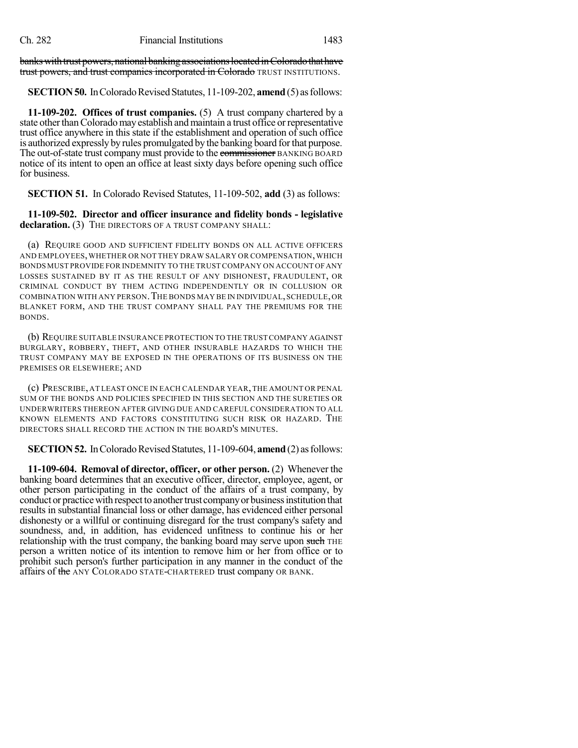~~banks with trust powers, national banking associations located in Colorado that have trust powers, and trust companies incorporated in Colorado~~ TRUST INSTITUTIONS.

**SECTION 50.** In Colorado Revised Statutes, 11-109-202, **amend** (5) as follows:

**11-109-202. Offices of trust companies.** (5) A trust company chartered by a state other than Colorado may establish and maintain a trust office or representative trust office anywhere in this state if the establishment and operation of such office is authorized expressly by rules promulgated by the banking board for that purpose. The out-of-state trust company must provide to the ~~commissioner~~ BANKING BOARD notice of its intent to open an office at least sixty days before opening such office for business.

**SECTION 51.** In Colorado Revised Statutes, 11-109-502, **add** (3) as follows:

**11-109-502. Director and officer insurance and fidelity bonds - legislative declaration.** (3) THE DIRECTORS OF A TRUST COMPANY SHALL:

(a) REQUIRE GOOD AND SUFFICIENT FIDELITY BONDS ON ALL ACTIVE OFFICERS AND EMPLOYEES, WHETHER OR NOT THEY DRAW SALARY OR COMPENSATION, WHICH BONDS MUST PROVIDE FOR INDEMNITY TO THE TRUST COMPANY ON ACCOUNT OF ANY LOSSES SUSTAINED BY IT AS THE RESULT OF ANY DISHONEST, FRAUDULENT, OR CRIMINAL CONDUCT BY THEM ACTING INDEPENDENTLY OR IN COLLUSION OR COMBINATION WITH ANY PERSON. THE BONDS MAY BE IN INDIVIDUAL, SCHEDULE, OR BLANKET FORM, AND THE TRUST COMPANY SHALL PAY THE PREMIUMS FOR THE BONDS.

(b) REQUIRE SUITABLE INSURANCE PROTECTION TO THE TRUST COMPANY AGAINST BURGLARY, ROBBERY, THEFT, AND OTHER INSURABLE HAZARDS TO WHICH THE TRUST COMPANY MAY BE EXPOSED IN THE OPERATIONS OF ITS BUSINESS ON THE PREMISES OR ELSEWHERE; AND

(c) PRESCRIBE, AT LEAST ONCE IN EACH CALENDAR YEAR, THE AMOUNT OR PENAL SUM OF THE BONDS AND POLICIES SPECIFIED IN THIS SECTION AND THE SURETIES OR UNDERWRITERS THEREON AFTER GIVING DUE AND CAREFUL CONSIDERATION TO ALL KNOWN ELEMENTS AND FACTORS CONSTITUTING SUCH RISK OR HAZARD. THE DIRECTORS SHALL RECORD THE ACTION IN THE BOARD'S MINUTES.

**SECTION 52.** In Colorado Revised Statutes, 11-109-604, **amend** (2) as follows:

**11-109-604. Removal of director, officer, or other person.** (2) Whenever the banking board determines that an executive officer, director, employee, agent, or other person participating in the conduct of the affairs of a trust company, by conduct or practice with respect to another trust company or business institution that results in substantial financial loss or other damage, has evidenced either personal dishonesty or a willful or continuing disregard for the trust company's safety and soundness, and, in addition, has evidenced unfitness to continue his or her relationship with the trust company, the banking board may serve upon ~~such~~ THE person a written notice of its intention to remove him or her from office or to prohibit such person's further participation in any manner in the conduct of the affairs of ~~the~~ ANY COLORADO STATE-CHARTERED trust company OR BANK.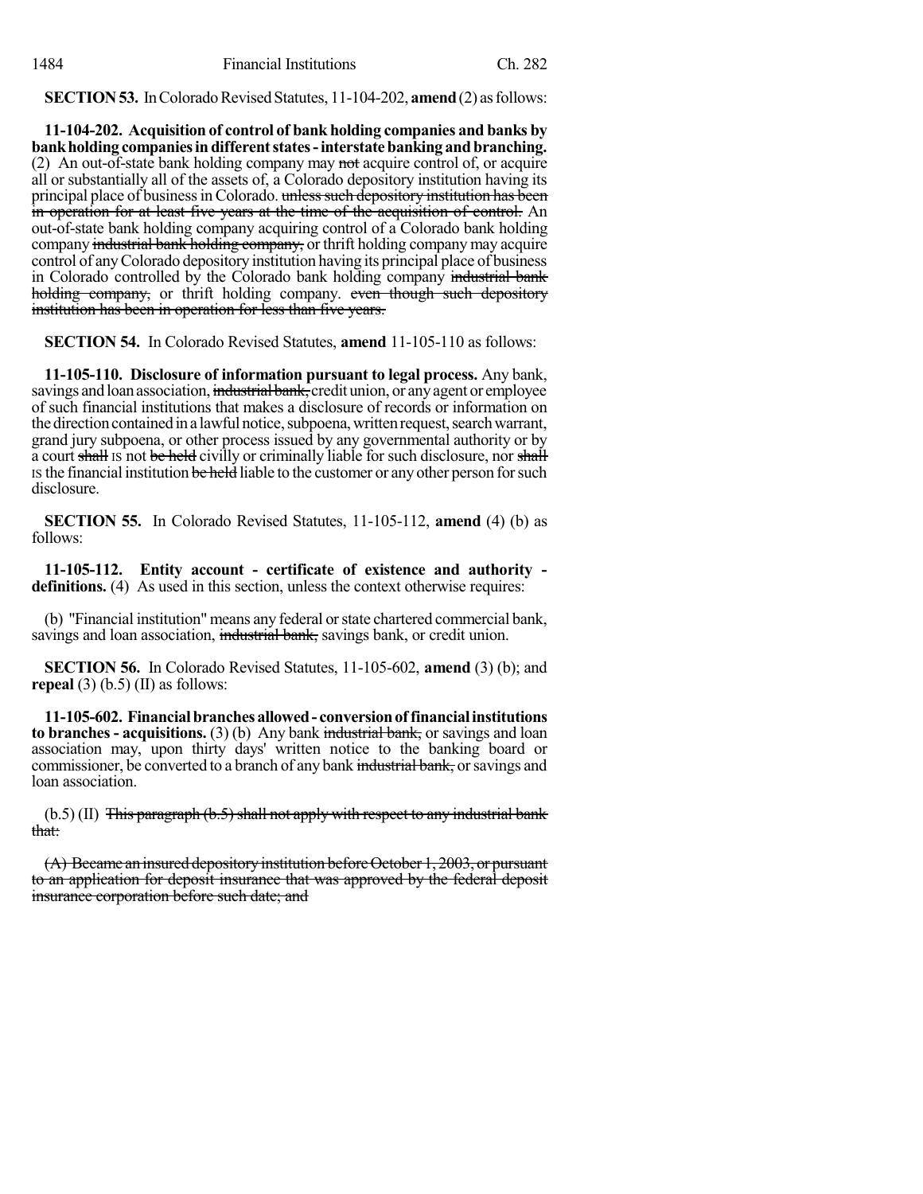**SECTION 53.** In Colorado Revised Statutes, 11-104-202, **amend** (2) as follows:

**11-104-202. Acquisition of control of bank holding companies and banks by bank holding companies in different states - interstate banking and branching.** (2) An out-of-state bank holding company may ~~not~~ acquire control of, or acquire all or substantially all of the assets of, a Colorado depository institution having its principal place of business in Colorado. ~~unless such depository institution has been in operation for at least five years at the time of the acquisition of control.~~ An out-of-state bank holding company acquiring control of a Colorado bank holding company ~~industrial bank holding company,~~ or thrift holding company may acquire control of any Colorado depository institution having its principal place of business in Colorado controlled by the Colorado bank holding company ~~industrial bank holding company,~~ or thrift holding company. ~~even though such depository institution has been in operation for less than five years.~~

**SECTION 54.** In Colorado Revised Statutes, **amend** 11-105-110 as follows:

**11-105-110. Disclosure of information pursuant to legal process.** Any bank, savings and loan association, ~~industrial bank,~~ credit union, or any agent or employee of such financial institutions that makes a disclosure of records or information on the direction contained in a lawful notice, subpoena, written request, search warrant, grand jury subpoena, or other process issued by any governmental authority or by a court ~~shall~~ IS not ~~be held~~ civilly or criminally liable for such disclosure, nor ~~shall~~ IS the financial institution ~~be held~~ liable to the customer or any other person for such disclosure.

**SECTION 55.** In Colorado Revised Statutes, 11-105-112, **amend** (4) (b) as follows:

**11-105-112. Entity account - certificate of existence and authority - definitions.** (4) As used in this section, unless the context otherwise requires:

(b) "Financial institution" means any federal or state chartered commercial bank, savings and loan association, ~~industrial bank,~~ savings bank, or credit union.

**SECTION 56.** In Colorado Revised Statutes, 11-105-602, **amend** (3) (b); and **repeal** (3) (b.5) (II) as follows:

**11-105-602. Financial branches allowed - conversion of financial institutions to branches - acquisitions.** (3) (b) Any bank ~~industrial bank,~~ or savings and loan association may, upon thirty days' written notice to the banking board or commissioner, be converted to a branch of any bank ~~industrial bank,~~ or savings and loan association.

(b.5) (II) ~~This paragraph (b.5) shall not apply with respect to any industrial bank that:~~

~~(A) Became an insured depository institution before October 1, 2003, or pursuant to an application for deposit insurance that was approved by the federal deposit insurance corporation before such date; and~~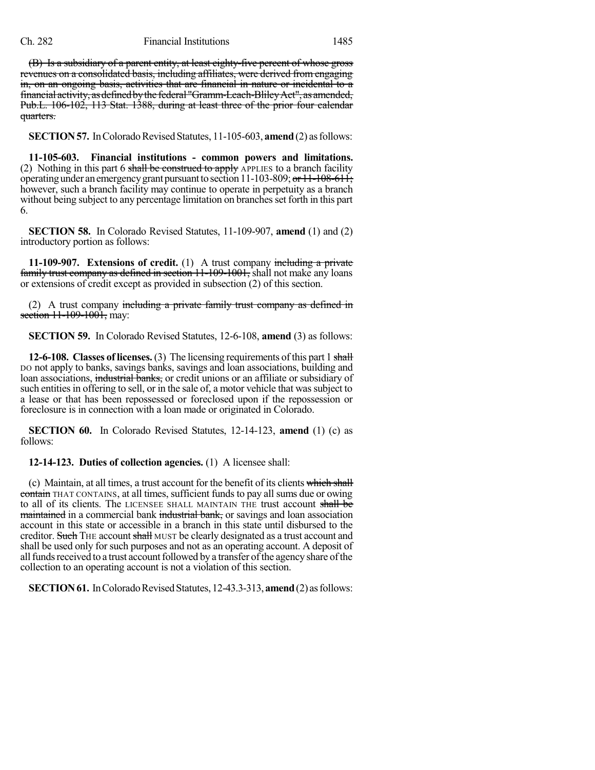(B) ~~Is a subsidiary of a parent entity, at least eighty-five percent of whose gross revenues on a consolidated basis, including affiliates, were derived from engaging in, on an ongoing basis, activities that are financial in nature or incidental to a financial activity, as defined by the federal "Gramm-Leach-Bliley Act", as amended, Pub.L. 106-102, 113 Stat. 1388, during at least three of the prior four calendar quarters.~~

**SECTION 57.** In Colorado Revised Statutes, 11-105-603, **amend** (2) as follows:

**11-105-603. Financial institutions - common powers and limitations.** (2) Nothing in this part 6 ~~shall be construed to apply~~ APPLIES to a branch facility operating under an emergency grant pursuant to section 11-103-809; ~~or 11-108-611;~~ however, such a branch facility may continue to operate in perpetuity as a branch without being subject to any percentage limitation on branches set forth in this part 6.

**SECTION 58.** In Colorado Revised Statutes, 11-109-907, **amend** (1) and (2) introductory portion as follows:

**11-109-907. Extensions of credit.** (1) A trust company ~~including a private family trust company as defined in section 11-109-1001,~~ shall not make any loans or extensions of credit except as provided in subsection (2) of this section.

(2) A trust company ~~including a private family trust company as defined in section 11-109-1001,~~ may:

**SECTION 59.** In Colorado Revised Statutes, 12-6-108, **amend** (3) as follows:

**12-6-108. Classes of licenses.** (3) The licensing requirements of this part 1 ~~shall~~ DO not apply to banks, savings banks, savings and loan associations, building and loan associations, ~~industrial banks,~~ or credit unions or an affiliate or subsidiary of such entities in offering to sell, or in the sale of, a motor vehicle that was subject to a lease or that has been repossessed or foreclosed upon if the repossession or foreclosure is in connection with a loan made or originated in Colorado.

**SECTION 60.** In Colorado Revised Statutes, 12-14-123, **amend** (1) (c) as follows:

**12-14-123. Duties of collection agencies.** (1) A licensee shall:

(c) Maintain, at all times, a trust account for the benefit of its clients ~~which shall contain~~ THAT CONTAINS, at all times, sufficient funds to pay all sums due or owing to all of its clients. The LICENSEE SHALL MAINTAIN THE trust account ~~shall be maintained~~ in a commercial bank ~~industrial bank,~~ or savings and loan association account in this state or accessible in a branch in this state until disbursed to the creditor. ~~Such~~ THE account ~~shall~~ MUST be clearly designated as a trust account and shall be used only for such purposes and not as an operating account. A deposit of all funds received to a trust account followed by a transfer of the agency share of the collection to an operating account is not a violation of this section.

**SECTION 61.** In Colorado Revised Statutes, 12-43.3-313, **amend** (2) as follows: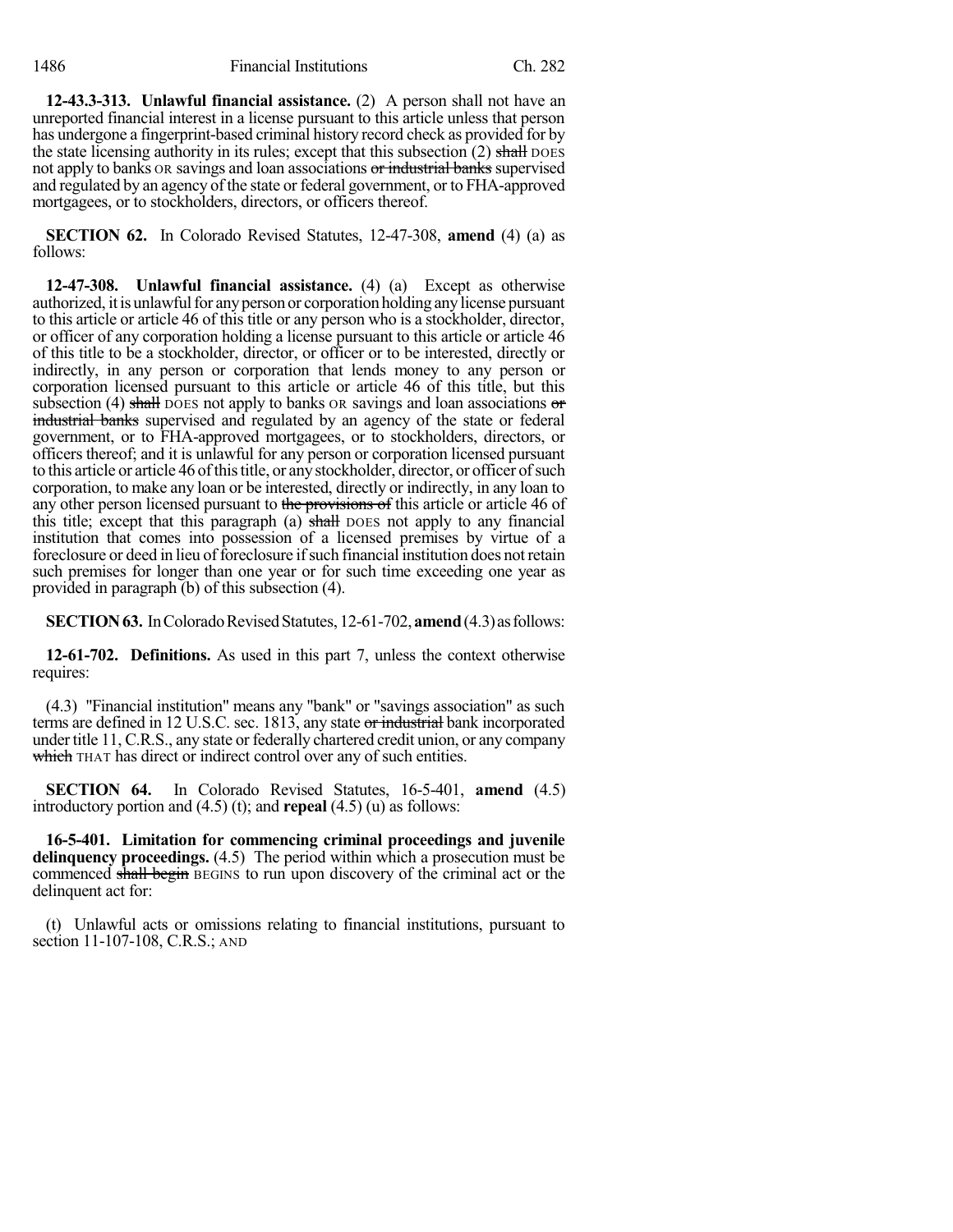**12-43.3-313. Unlawful financial assistance.** (2) A person shall not have an unreported financial interest in a license pursuant to this article unless that person has undergone a fingerprint-based criminal history record check as provided for by the state licensing authority in its rules; except that this subsection (2) ~~shall~~ DOES not apply to banks OR savings and loan associations ~~or industrial banks~~ supervised and regulated by an agency of the state or federal government, or to FHA-approved mortgagees, or to stockholders, directors, or officers thereof.

**SECTION 62.** In Colorado Revised Statutes, 12-47-308, **amend** (4) (a) as follows:

**12-47-308. Unlawful financial assistance.** (4) (a) Except as otherwise authorized, it is unlawful for any person or corporation holding any license pursuant to this article or article 46 of this title or any person who is a stockholder, director, or officer of any corporation holding a license pursuant to this article or article 46 of this title to be a stockholder, director, or officer or to be interested, directly or indirectly, in any person or corporation that lends money to any person or corporation licensed pursuant to this article or article 46 of this title, but this subsection (4) ~~shall~~ DOES not apply to banks OR savings and loan associations ~~or industrial banks~~ supervised and regulated by an agency of the state or federal government, or to FHA-approved mortgagees, or to stockholders, directors, or officers thereof; and it is unlawful for any person or corporation licensed pursuant to this article or article 46 of this title, or any stockholder, director, or officer of such corporation, to make any loan or be interested, directly or indirectly, in any loan to any other person licensed pursuant to ~~the provisions of~~ this article or article 46 of this title; except that this paragraph (a) ~~shall~~ DOES not apply to any financial institution that comes into possession of a licensed premises by virtue of a foreclosure or deed in lieu of foreclosure if such financial institution does not retain such premises for longer than one year or for such time exceeding one year as provided in paragraph (b) of this subsection (4).

**SECTION 63.** In Colorado Revised Statutes, 12-61-702, **amend** (4.3) as follows:

**12-61-702. Definitions.** As used in this part 7, unless the context otherwise requires:

(4.3) "Financial institution" means any "bank" or "savings association" as such terms are defined in 12 U.S.C. sec. 1813, any state ~~or industrial~~ bank incorporated under title 11, C.R.S., any state or federally chartered credit union, or any company ~~which~~ THAT has direct or indirect control over any of such entities.

**SECTION 64.** In Colorado Revised Statutes, 16-5-401, **amend** (4.5) introductory portion and (4.5) (t); and **repeal** (4.5) (u) as follows:

**16-5-401. Limitation for commencing criminal proceedings and juvenile delinquency proceedings.** (4.5) The period within which a prosecution must be commenced ~~shall begin~~ BEGINS to run upon discovery of the criminal act or the delinquent act for:

(t) Unlawful acts or omissions relating to financial institutions, pursuant to section 11-107-108, C.R.S.; AND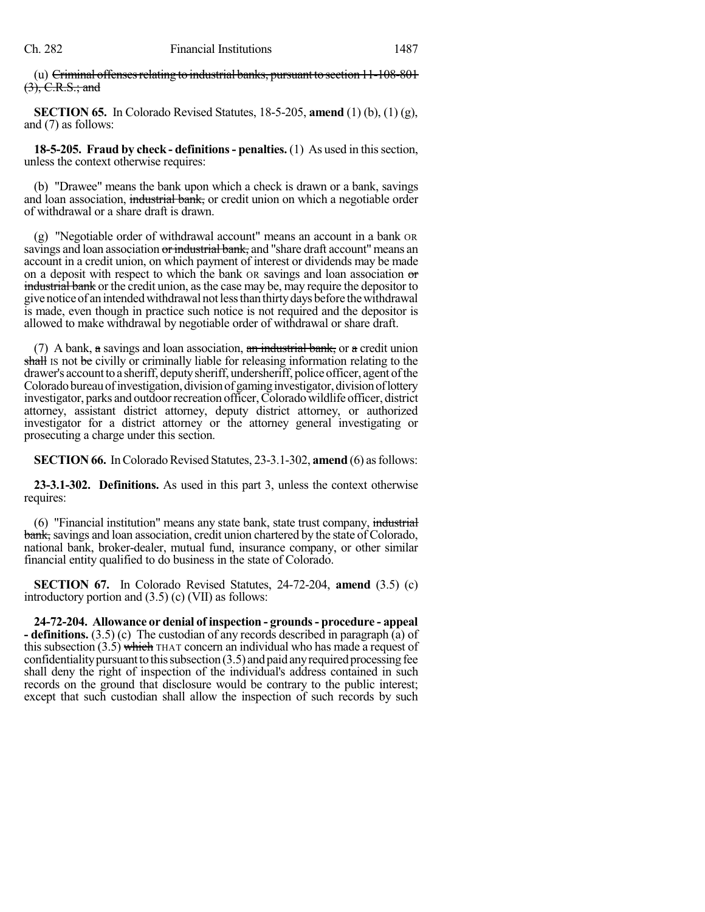(u) ~~Criminal offenses relating to industrial banks, pursuant to section 11-108-801 (3), C.R.S.; and~~

**SECTION 65.** In Colorado Revised Statutes, 18-5-205, **amend** (1) (b), (1) (g), and (7) as follows:

**18-5-205. Fraud by check - definitions - penalties.** (1) As used in this section, unless the context otherwise requires:

(b) "Drawee" means the bank upon which a check is drawn or a bank, savings and loan association, ~~industrial bank,~~ or credit union on which a negotiable order of withdrawal or a share draft is drawn.

(g) "Negotiable order of withdrawal account" means an account in a bank OR savings and loan association ~~or industrial bank,~~ and "share draft account" means an account in a credit union, on which payment of interest or dividends may be made on a deposit with respect to which the bank OR savings and loan association ~~or industrial bank~~ or the credit union, as the case may be, may require the depositor to give notice of an intended withdrawal not less than thirty days before the withdrawal is made, even though in practice such notice is not required and the depositor is allowed to make withdrawal by negotiable order of withdrawal or share draft.

(7) A bank, ~~a~~ savings and loan association, ~~an industrial bank,~~ or ~~a~~ credit union ~~shall~~ IS not ~~be~~ civilly or criminally liable for releasing information relating to the drawer's account to a sheriff, deputy sheriff, undersheriff, police officer, agent of the Colorado bureau of investigation, division of gaming investigator, division of lottery investigator, parks and outdoor recreation officer, Colorado wildlife officer, district attorney, assistant district attorney, deputy district attorney, or authorized investigator for a district attorney or the attorney general investigating or prosecuting a charge under this section.

**SECTION 66.** In Colorado Revised Statutes, 23-3.1-302, **amend** (6) as follows:

**23-3.1-302. Definitions.** As used in this part 3, unless the context otherwise requires:

(6) "Financial institution" means any state bank, state trust company, ~~industrial bank,~~ savings and loan association, credit union chartered by the state of Colorado, national bank, broker-dealer, mutual fund, insurance company, or other similar financial entity qualified to do business in the state of Colorado.

**SECTION 67.** In Colorado Revised Statutes, 24-72-204, **amend** (3.5) (c) introductory portion and (3.5) (c) (VII) as follows:

**24-72-204. Allowance or denial of inspection - grounds - procedure - appeal - definitions.** (3.5) (c) The custodian of any records described in paragraph (a) of this subsection (3.5) ~~which~~ THAT concern an individual who has made a request of confidentiality pursuant to this subsection (3.5) and paid any required processing fee shall deny the right of inspection of the individual's address contained in such records on the ground that disclosure would be contrary to the public interest; except that such custodian shall allow the inspection of such records by such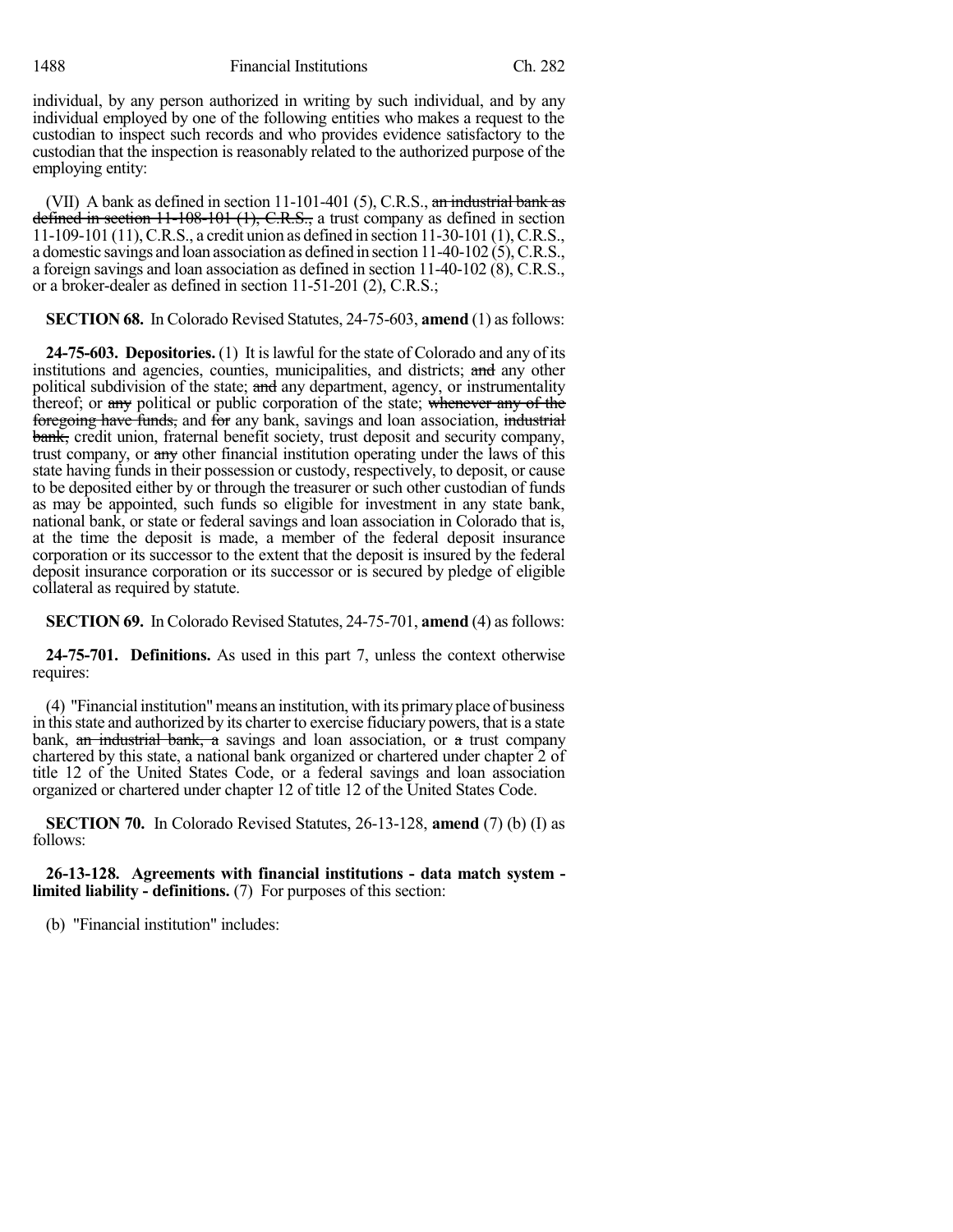individual, by any person authorized in writing by such individual, and by any individual employed by one of the following entities who makes a request to the custodian to inspect such records and who provides evidence satisfactory to the custodian that the inspection is reasonably related to the authorized purpose of the employing entity:

(VII) A bank as defined in section 11-101-401 (5), C.R.S., ~~an industrial bank as defined in section 11-108-101 (1), C.R.S.,~~ a trust company as defined in section 11-109-101 (11), C.R.S., a credit union as defined in section 11-30-101 (1), C.R.S., a domestic savings and loan association as defined in section 11-40-102 (5), C.R.S., a foreign savings and loan association as defined in section 11-40-102 (8), C.R.S., or a broker-dealer as defined in section 11-51-201 (2), C.R.S.;

**SECTION 68.** In Colorado Revised Statutes, 24-75-603, **amend** (1) as follows:

**24-75-603. Depositories.** (1) It is lawful for the state of Colorado and any of its institutions and agencies, counties, municipalities, and districts; ~~and~~ any other political subdivision of the state; ~~and~~ any department, agency, or instrumentality thereof; or ~~any~~ political or public corporation of the state; ~~whenever any of the foregoing have funds,~~ and ~~for~~ any bank, savings and loan association, ~~industrial bank,~~ credit union, fraternal benefit society, trust deposit and security company, trust company, or ~~any~~ other financial institution operating under the laws of this state having funds in their possession or custody, respectively, to deposit, or cause to be deposited either by or through the treasurer or such other custodian of funds as may be appointed, such funds so eligible for investment in any state bank, national bank, or state or federal savings and loan association in Colorado that is, at the time the deposit is made, a member of the federal deposit insurance corporation or its successor to the extent that the deposit is insured by the federal deposit insurance corporation or its successor or is secured by pledge of eligible collateral as required by statute.

**SECTION 69.** In Colorado Revised Statutes, 24-75-701, **amend** (4) as follows:

**24-75-701. Definitions.** As used in this part 7, unless the context otherwise requires:

(4) "Financial institution" means an institution, with its primary place of business in this state and authorized by its charter to exercise fiduciary powers, that is a state bank, ~~an industrial bank, a~~ savings and loan association, or ~~a~~ trust company chartered by this state, a national bank organized or chartered under chapter 2 of title 12 of the United States Code, or a federal savings and loan association organized or chartered under chapter 12 of title 12 of the United States Code.

**SECTION 70.** In Colorado Revised Statutes, 26-13-128, **amend** (7) (b) (I) as follows:

**26-13-128. Agreements with financial institutions - data match system - limited liability - definitions.** (7) For purposes of this section:

(b) "Financial institution" includes: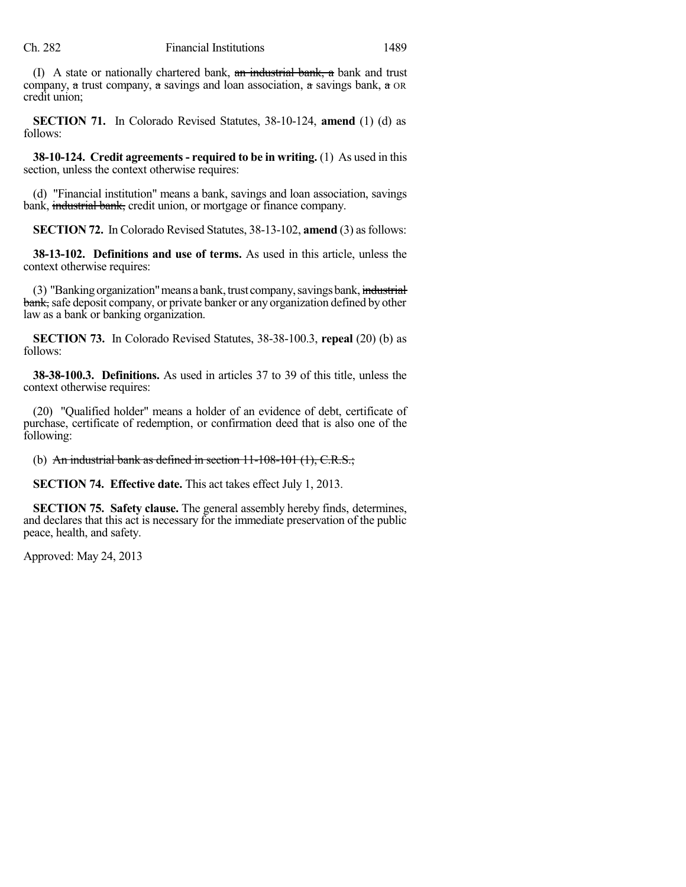(I) A state or nationally chartered bank, ~~an industrial bank, a~~ bank and trust company, ~~a~~ trust company, ~~a~~ savings and loan association, ~~a~~ savings bank, ~~a~~ OR credit union;

**SECTION 71.** In Colorado Revised Statutes, 38-10-124, **amend** (1) (d) as follows:

**38-10-124. Credit agreements - required to be in writing.** (1) As used in this section, unless the context otherwise requires:

(d) "Financial institution" means a bank, savings and loan association, savings bank, ~~industrial bank,~~ credit union, or mortgage or finance company.

**SECTION 72.** In Colorado Revised Statutes, 38-13-102, **amend** (3) as follows:

**38-13-102. Definitions and use of terms.** As used in this article, unless the context otherwise requires:

(3) "Banking organization" means a bank, trust company, savings bank, ~~industrial bank,~~ safe deposit company, or private banker or any organization defined by other law as a bank or banking organization.

**SECTION 73.** In Colorado Revised Statutes, 38-38-100.3, **repeal** (20) (b) as follows:

**38-38-100.3. Definitions.** As used in articles 37 to 39 of this title, unless the context otherwise requires:

(20) "Qualified holder" means a holder of an evidence of debt, certificate of purchase, certificate of redemption, or confirmation deed that is also one of the following:

(b) ~~An industrial bank as defined in section 11-108-101 (1), C.R.S.;~~

**SECTION 74. Effective date.** This act takes effect July 1, 2013.

**SECTION 75. Safety clause.** The general assembly hereby finds, determines, and declares that this act is necessary for the immediate preservation of the public peace, health, and safety.

Approved: May 24, 2013